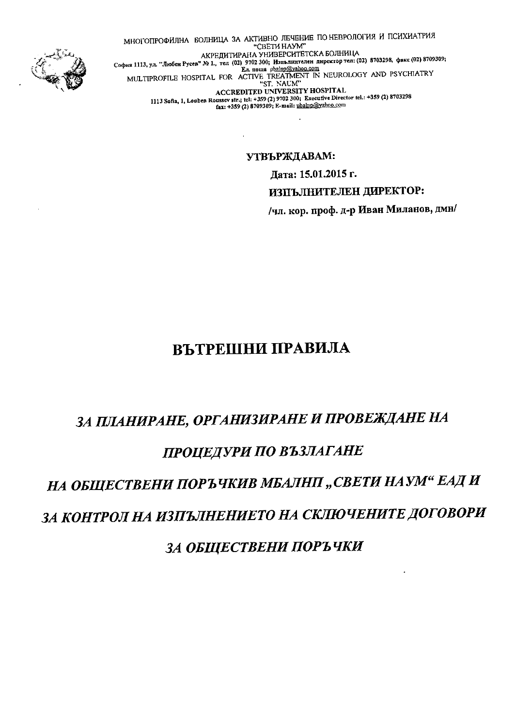МНОГОПРОФИЛНА БОЛНИЦА ЗА АКТИВНО ЛЕЧЕНИЕ ПО НЕВРОЛОГИЯ И ПСИХИАТРИЯ
"СВЕТИ НАУМ"
АКРЕДИТИРАНА УНИВЕРСИТЕТСКА БОЛНИЦА
София 1113, ул. "Любен Русев" № 1., тел (02) 9702 300; Изпълнителен директор тел: (02) 8703298, факс (02) 8709309;
Ел. поща ubalnp@yahoo.com
MULTIPROFILE HOSPITAL FOR ACTIVE TREATMENT IN NEUROLOGY AND PSYCHIATRY
"ST. NAUM"
ACCREDITED UNIVERSITY HOSPITAL
1113 Sofia, 1, Louben Roussev str.; tel: +359 (2) 9702 300; Executive Director tel.: +359 (2) 8703298
fax: +359 (2) 8709309; E-mail: ubalnp@yahoo.com

**УТВЪРЖДАВАМ:**

**Дата: 15.01.2015 г.**

**ИЗПЪЛНИТЕЛЕН ДИРЕКТОР:**

**/чл. кор. проф. д-р Иван Миланов, дмн/**

# ВЪТРЕШНИ ПРАВИЛА

## *ЗА ПЛАНИРАНЕ, ОРГАНИЗИРАНЕ И ПРОВЕЖДАНЕ НА ПРОЦЕДУРИ ПО ВЪЗЛАГАНЕ НА ОБЩЕСТВЕНИ ПОРЪЧКИВ МБАЛНП „СВЕТИ НАУМ" ЕАД И ЗА КОНТРОЛ НА ИЗПЪЛНЕНИЕТО НА СКЛЮЧЕНИТЕ ДОГОВОРИ ЗА ОБЩЕСТВЕНИ ПОРЪЧКИ*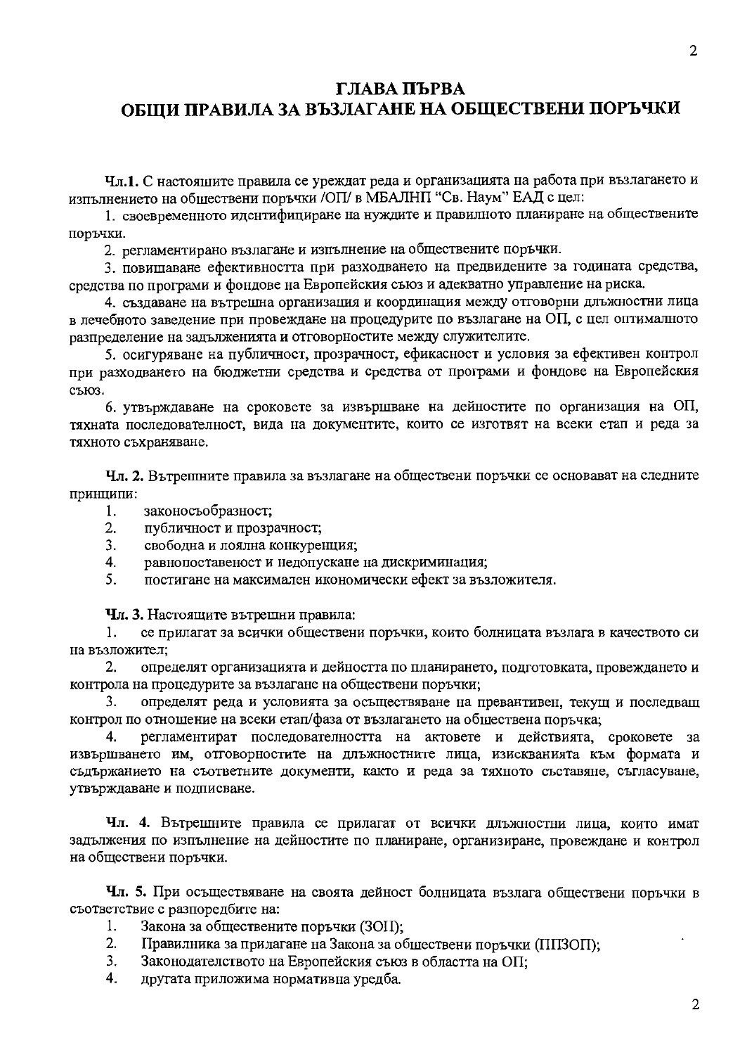# ГЛАВА ПЪРВА
# ОБЩИ ПРАВИЛА ЗА ВЪЗЛАГАНЕ НА ОБЩЕСТВЕНИ ПОРЪЧКИ

**Чл.1.** С настоящите правила се уреждат реда и организацията на работа при възлагането и изпълнението на обществени поръчки /ОП/ в МБАЛНП "Св. Наум" ЕАД с цел:

1. своевременното идентифициране на нуждите и правилното планиране на обществените поръчки.
2. регламентирано възлагане и изпълнение на обществените поръчки.
3. повишаване ефективността при разходването на предвидените за годината средства, средства по програми и фондове на Европейския съюз и адекватно управление на риска.
4. създаване на вътрешна организация и координация между отговорни длъжностни лица в лечебното заведение при провеждане при процедурите по възлагане на ОП, с цел оптималното разпределение на задълженията и отговорностите между служителите.
5. осигуряване на публичност, прозрачност, ефикасност и условия за ефективен контрол при разходването на бюджетни средства и средства от програми и фондове на Европейския съюз.
6. утвърждаване на сроковете за извършване на дейностите по организация на ОП, тяхната последователност, вида на документите, които се изготвят на всеки етап и реда за тяхното съхраняване.

**Чл. 2.** Вътрешните правила за възлагане на обществени поръчки се основават на следните принципи:

1. законосъобразност;
2. публичност и прозрачност;
3. свободна и лоялна конкуренция;
4. равнопоставеност и недопускане на дискриминация;
5. постигане на максимален икономически ефект за възложителя.

**Чл. 3.** Настоящите вътрешни правила:

1. се прилагат за всички обществени поръчки, които болницата възлага в качеството си на възложител;
2. определят организацията и дейността по планирането, подготовката, провеждането и контрола на процедурите за възлагане на обществени поръчки;
3. определят реда и условията за осъществяване на превантивен, текущ и последващ контрол по отношение на всеки етап/фаза от възлагането на обществена поръчка;
4. регламентират последователността на актовете и действията, сроковете за извършването им, отговорностите на длъжностните лица, изискванията към формата и съдържанието на съответните документи, както и реда за тяхното съставяне, съгласуване, утвърждаване и подписване.

**Чл. 4.** Вътрешните правила се прилагат от всички длъжностни лица, които имат задължения по изпълнение на дейностите по планиране, организиране, провеждане и контрол на обществени поръчки.

**Чл. 5.** При осъществяване на своята дейност болницата възлага обществени поръчки в съответствие с разпоредбите на:

1. Закона за обществените поръчки (ЗОП);
2. Правилника за прилагане на Закона за обществени поръчки (ППЗОП);
3. Законодателството на Европейския съюз в областта на ОП;
4. другата приложима нормативна уредба.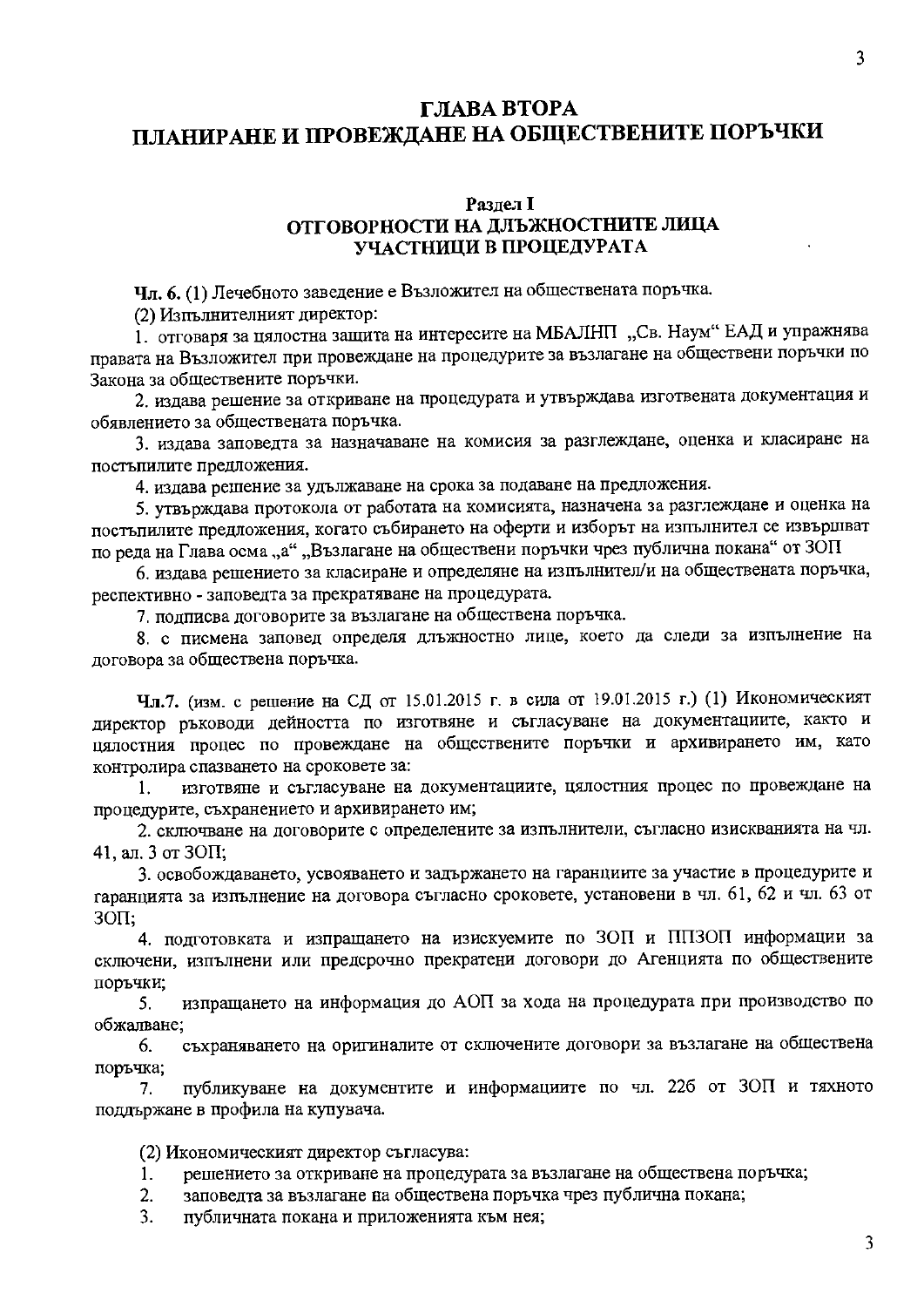# ГЛАВА ВТОРА
# ПЛАНИРАНЕ И ПРОВЕЖДАНЕ НА ОБЩЕСТВЕНИТЕ ПОРЪЧКИ

## Раздел I
## ОТГОВОРНОСТИ НА ДЛЪЖНОСТНИТЕ ЛИЦА УЧАСТНИЦИ В ПРОЦЕДУРАТА

**Чл. 6.** (1) Лечебното заведение е Възложител на обществената поръчка.

(2) Изпълнителният директор:

1. отговаря за цялостна защита на интересите на МБАЛНП „Св. Наум" ЕАД и упражнява правата на Възложител при провеждане на процедурите за възлагане на обществени поръчки по Закона за обществените поръчки.

2. издава решение за откриване на процедурата и утвърждава изготвената документация и обявлението за обществената поръчка.

3. издава заповедта за назначаване на комисия за разглеждане, оценка и класиране на постъпилите предложения.

4. издава решение за удължаване на срока за подаване на предложения.

5. утвърждава протокола от работата на комисията, назначена за разглеждане и оценка на постъпилите предложения, когато събирането на оферти и изборът на изпълнител се извършват по реда на Глава осма „а" „Възлагане на обществени поръчки чрез публична покана" от ЗОП

6. издава решението за класиране и определяне на изпълнител/и на обществената поръчка, респективно - заповедта за прекратяване на процедурата.

7. подписва договорите за възлагане на обществена поръчка.

8. с писмена заповед определя длъжностно лице, което да следи за изпълнение на договора за обществена поръчка.

**Чл.7.** (изм. с решение на СД от 15.01.2015 г. в сила от 19.01.2015 г.) (1) Икономическият директор ръководи дейността по изготвяне и съгласуване на документациите, както и цялостния процес по провеждане на обществените поръчки и архивирането им, като контролира спазването на сроковете за:

1. изготвяне и съгласуване на документациите, цялостния процес по провеждане на процедурите, съхранението и архивирането им;

2. сключване на договорите с определените за изпълнители, съгласно изискванията на чл. 41, ал. 3 от ЗОП;

3. освобождаването, усвояването и задържането на гаранциите за участие в процедурите и гаранцията за изпълнение на договора съгласно сроковете, установени в чл. 61, 62 и чл. 63 от ЗОП;

4. подготовката и изпращането на изискуемите по ЗОП и ППЗОП информации за сключени, изпълнени или предсрочно прекратени договори до Агенцията по обществените поръчки;

5. изпращането на информация до АОП за хода на процедурата при производство по обжалване;

6. съхраняването на оригиналите от сключените договори за възлагане на обществена поръчка;

7. публикуване на документите и информациите по чл. 226 от ЗОП и тяхното поддържане в профила на купувача.

(2) Икономическият директор съгласува:

1. решението за откриване на процедурата за възлагане на обществена поръчка;
2. заповедта за възлагане на обществена поръчка чрез публична покана;
3. публичната покана и приложенията към нея;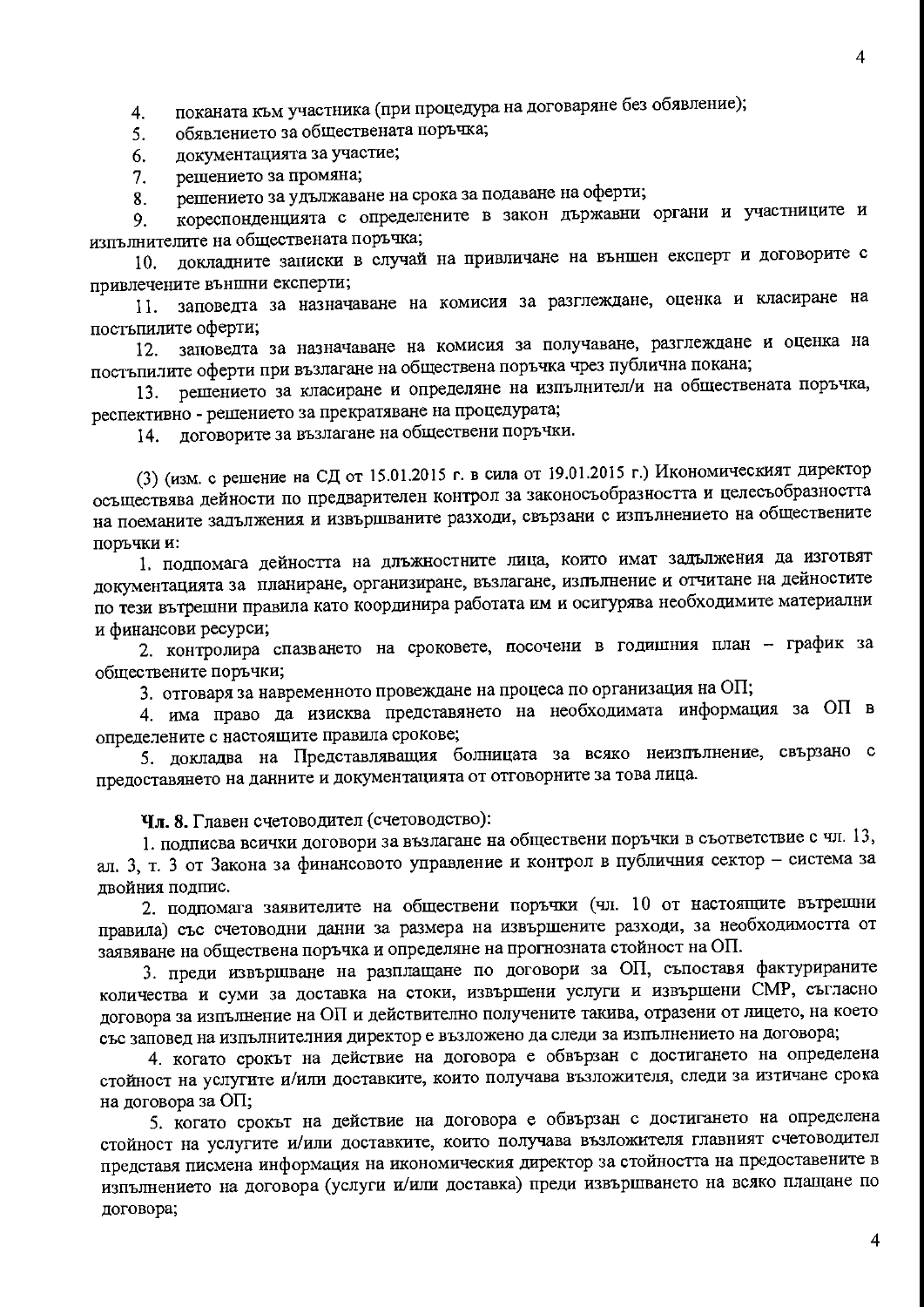4. поканата към участника (при процедура на договаряне без обявление);
5. обявлението за обществената поръчка;
6. документацията за участие;
7. решението за промяна;
8. решението за удължаване на срока за подаване на оферти;
9. кореспонденцията с определените в закон държавни органи и участниците и изпълнителите на обществената поръчка;
10. докладните записки в случай на привличане на външен експерт и договорите с привлечените външни експерти;
11. заповедта за назначаване на комисия за разглеждане, оценка и класиране на постъпилите оферти;
12. заповедта за назначаване на комисия за получаване, разглеждане и оценка на постъпилите оферти при възлагане на обществена поръчка чрез публична покана;
13. решението за класиране и определяне на изпълнител/и на обществената поръчка, респективно - решението за прекратяване на процедурата;
14. договорите за възлагане на обществени поръчки.

(3) (изм. с решение на СД от 15.01.2015 г. в сила от 19.01.2015 г.) Икономическият директор осъществява дейности по предварителен контрол за законосъобразността и целесъобразността на поеманите задължения и извършваните разходи, свързани с изпълнението на обществените поръчки и:

1. подпомага дейността на длъжностните лица, които имат задължения да изготвят документацията за планиране, организиране, възлагане, изпълнение и отчитане на дейностите по тези вътрешни правила като координира работата им и осигурява необходимите материални и финансови ресурси;
2. контролира спазването на сроковете, посочени в годишния план – график за обществените поръчки;
3. отговаря за навременното провеждане на процеса по организация на ОП;
4. има право да изисква представянето на необходимата информация за ОП в определените с настоящите правила срокове;
5. докладва на Представляващия болницата за всяко неизпълнение, свързано с предоставянето на данните и документацията от отговорните за това лица.

**Чл. 8.** Главен счетоводител (счетоводство):

1. подписва всички договори за възлагане на обществени поръчки в съответствие с чл. 13, ал. 3, т. 3 от Закона за финансовото управление и контрол в публичния сектор – система за двойния подпис.
2. подпомага заявителите на обществени поръчки (чл. 10 от настоящите вътрешни правила) със счетоводни данни за размера на извършените разходи, за необходимостта от заявяване на обществена поръчка и определяне на прогнозната стойност на ОП.
3. преди извършване на разплащане по договори за ОП, съпоставя фактурираните количества и суми за доставка на стоки, извършени услуги и извършени СМР, съгласно договора за изпълнение на ОП и действително получените такива, отразени от лицето, на което със заповед на изпълнителния директор е възложено да следи за изпълнението на договора;
4. когато срокът на действие на договора е обвързан с достигането на определена стойност на услугите и/или доставките, които получава възложителя, следи за изтичане срока на договора за ОП;
5. когато срокът на действие на договора е обвързан с достигането на определена стойност на услугите и/или доставките, които получава възложителя главният счетоводител представя писмена информация на икономическия директор за стойността на предоставените в изпълнението на договора (услуги и/или доставка) преди извършването на всяко плащане по договора;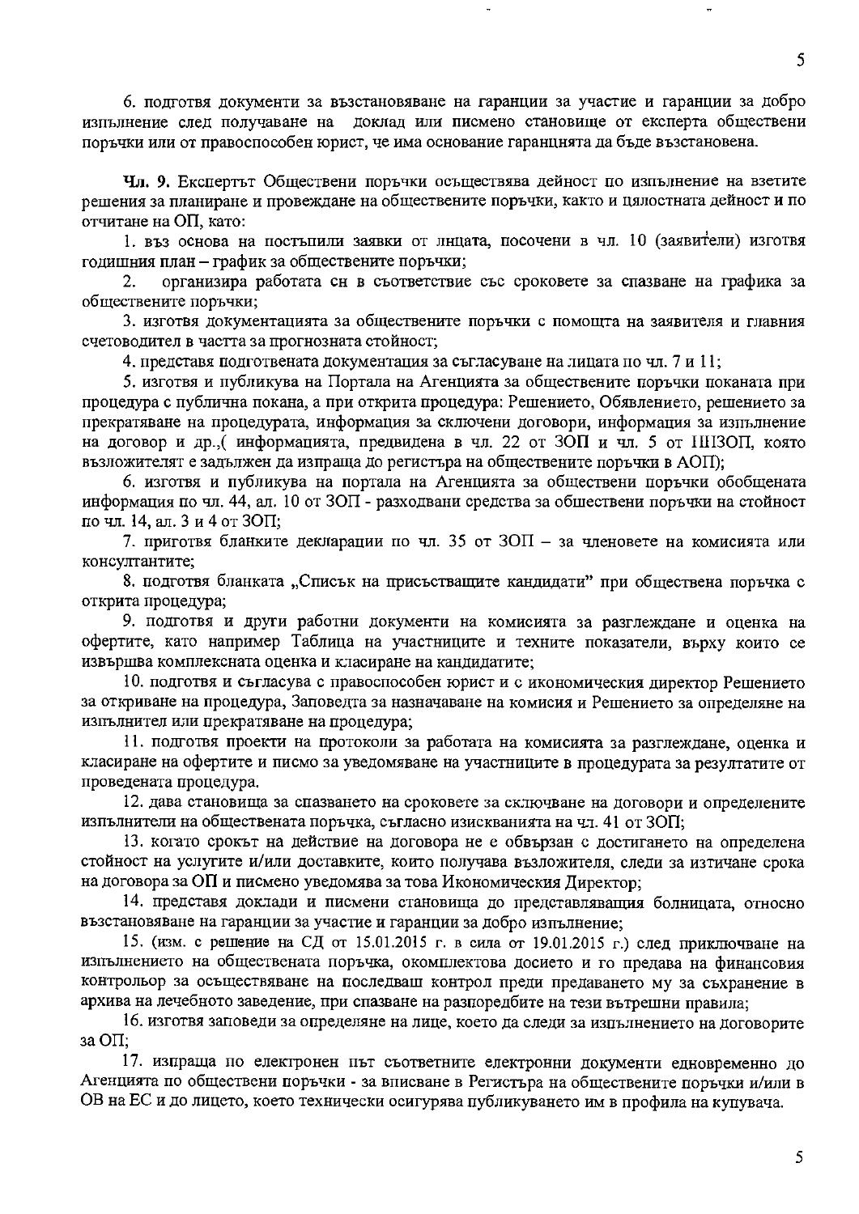6. подготвя документи за възстановяване на гаранции за участие и гаранции за добро изпълнение след получаване на доклад или писмено становище от експерта обществени поръчки или от правоспособен юрист, че има основание гаранцията да бъде възстановена.

**Чл. 9.** Експертът Обществени поръчки осъществява дейност по изпълнение на взетите решения за планиране и провеждане на обществените поръчки, както и цялостната дейност и по отчитане на ОП, като:

1. въз основа на постъпили заявки от лицата, посочени в чл. 10 (заявители) изготвя годишния план – график за обществените поръчки;
2. организира работата си в съответствие със сроковете за спазване на графика за обществените поръчки;
3. изготвя документацията за обществените поръчки с помощта на заявителя и главния счетоводител в частта за прогнозната стойност;
4. представя подготвената документация за съгласуване на лицата по чл. 7 и 11;
5. изготвя и публикува на Портала на Агенцията за обществените поръчки поканата при процедура с публична покана, а при открита процедура: Решението, Обявлението, решението за прекратяване на процедурата, информация за сключени договори, информация за изпълнение на договор и др.,( информацията, предвидена в чл. 22 от ЗОП и чл. 5 от ППЗОП, която възложителят е задължен да изпраща до регистъра на обществените поръчки в АОП);
6. изготвя и публикува на портала на Агенцията за обществени поръчки обобщената информация по чл. 44, ал. 10 от ЗОП - разходвани средства за обществени поръчки на стойност по чл. 14, ал. 3 и 4 от ЗОП;
7. приготвя бланките декларации по чл. 35 от ЗОП – за членовете на комисията или консултантите;
8. подготвя бланката „Списък на присъстващите кандидати" при обществена поръчка с открита процедура;
9. подготвя и други работни документи на комисията за разглеждане и оценка на офертите, като например Таблица на участниците и техните показатели, върху които се извършва комплексната оценка и класиране на кандидатите;
10. подготвя и съгласува с правоспособен юрист и с икономическия директор Решението за откриване на процедура, Заповедта за назначаване на комисия и Решението за определяне на изпълнител или прекратяване на процедура;
11. подготвя проекти на протоколи за работата на комисията за разглеждане, оценка и класиране на офертите и писмо за уведомяване на участниците в процедурата за резултатите от проведената процедура.
12. дава становища за спазването на сроковете за сключване на договори и определените изпълнители на обществената поръчка, съгласно изискванията на чл. 41 от ЗОП;
13. когато срокът на действие на договора не е обвързан с достигането на определена стойност на услугите и/или доставките, които получава възложителя, следи за изтичане срока на договора за ОП и писмено уведомява за това Икономическия Директор;
14. представя доклади и писмени становища до представляващия болницата, относно възстановяване на гаранции за участие и гаранции за добро изпълнение;
15. (изм. с решение на СД от 15.01.2015 г. в сила от 19.01.2015 г.) след приключване на изпълнението на обществената поръчка, окомплектова досието и го предава на финансовия контрольор за осъществяване на последващ контрол преди предаването му за съхранение в архива на лечебното заведение, при спазване на разпоредбите на тези вътрешни правила;
16. изготвя заповеди за определяне на лице, което да следи за изпълнението на договорите за ОП;
17. изпраща по електронен път съответните електронни документи едновременно до Агенцията по обществени поръчки - за вписване в Регистъра на обществените поръчки и/или в ОВ на ЕС и до лицето, което технически осигурява публикуването им в профила на купувача.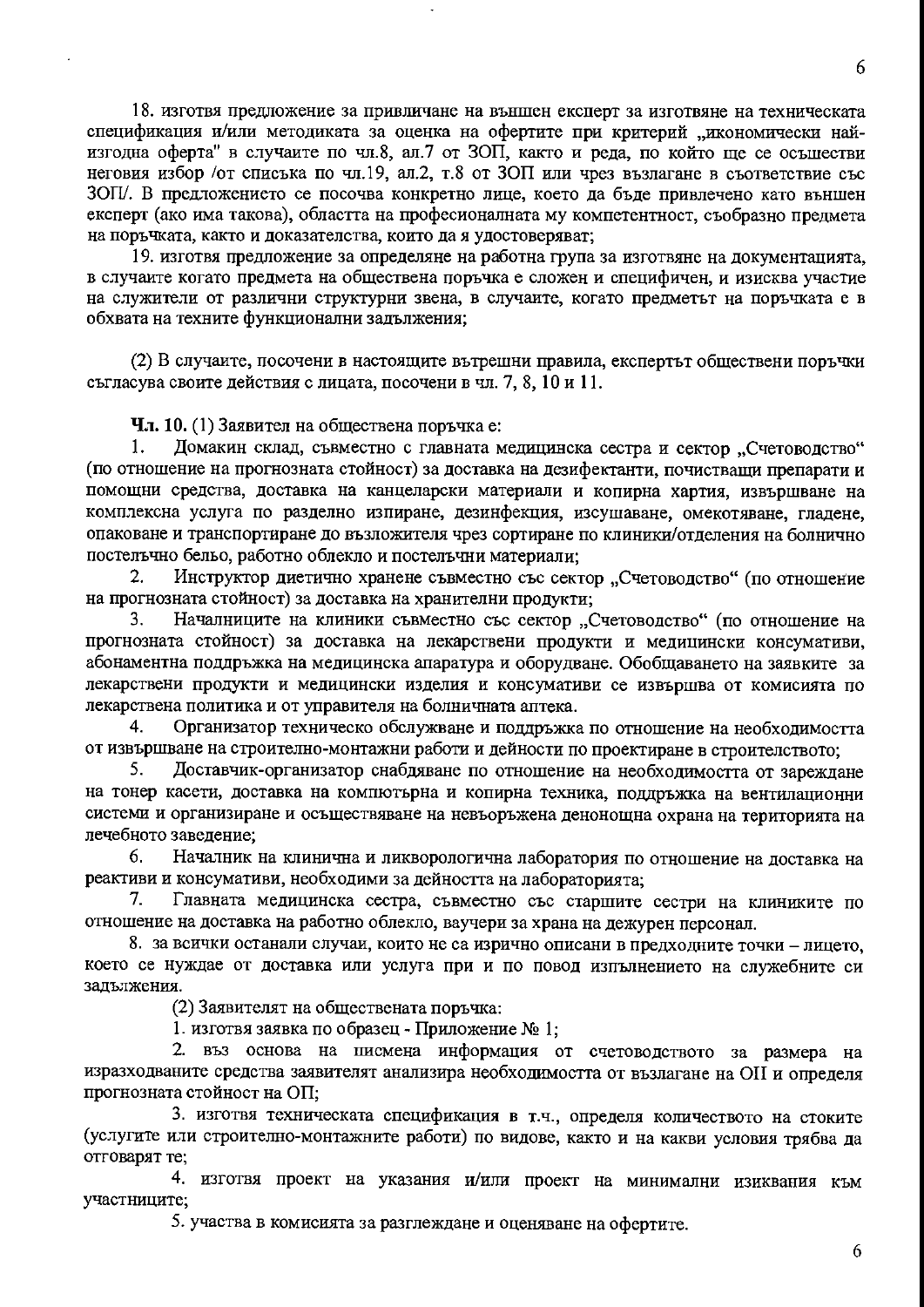18. изготвя предложение за привличане на външен експерт за изготвяне на техническата спецификация и/или методиката за оценка на офертите при критерий „икономически най-изгодна оферта" в случаите по чл.8, ал.7 от ЗОП, както и реда, по който ще се осъществи неговия избор /от списъка по чл.19, ал.2, т.8 от ЗОП или чрез възлагане в съответствие със ЗОП/. В предложението се посочва конкретно лице, което да бъде привлечено като външен експерт (ако има такова), областта на професионалната му компетентност, съобразно предмета на поръчката, както и доказателства, които да я удостоверяват;

19. изготвя предложение за определяне на работна група за изготвяне на документацията, в случаите когато предмета на обществена поръчка е сложен и специфичен, и изисква участие на служители от различни структурни звена, в случаите, когато предметът на поръчката е в обхвата на техните функционални задължения;

(2) В случаите, посочени в настоящите вътрешни правила, експертът обществени поръчки съгласува своите действия с лицата, посочени в чл. 7, 8, 10 и 11.

**Чл. 10.** (1) Заявител на обществена поръчка е:

1. Домакин склад, съвместно с главната медицинска сестра и сектор „Счетоводство" (по отношение на прогнозната стойност) за доставка на дезифектанти, почистващи препарати и помощни средства, доставка на канцеларски материали и копирна хартия, извършване на комплексна услуга по разделно изпиране, дезинфекция, изсушаване, омекотяване, гладене, опаковане и транспортиране до възложителя чрез сортиране по клиники/отделения на болнично постелъчно бельо, работно облекло и постелъчни материали;
2. Инструктор диетично хранене съвместно със сектор „Счетоводство" (по отношение на прогнозната стойност) за доставка на хранителни продукти;
3. Началниците на клиники съвместно със сектор „Счетоводство" (по отношение на прогнозната стойност) за доставка на лекарствени продукти и медицински консумативи, абонаментна поддръжка на медицинска апаратура и оборудване. Обобщаването на заявките за лекарствени продукти и медицински изделия и консумативи се извършва от комисията по лекарствена политика и от управителя на болничната аптека.
4. Организатор техническо обслужване и поддръжка по отношение на необходимостта от извършване на строително-монтажни работи и дейности по проектиране в строителството;
5. Доставчик-организатор снабдяване по отношение на необходимостта от зареждане на тонер касети, доставка на компютърна и копирна техника, поддръжка на вентилационни системи и организиране и осъществяване на невъоръжена денонощна охрана на територията на лечебното заведение;
6. Началник на клинична и ликворологична лаборатория по отношение на доставка на реактиви и консумативи, необходими за дейността на лабораторията;
7. Главната медицинска сестра, съвместно със старшите сестри на клиниките по отношение на доставка на работно облекло, ваучери за храна на дежурен персонал.
8. за всички останали случаи, които не са изрично описани в предходните точки – лицето, което се нуждае от доставка или услуга при и по повод изпълнението на служебните си задължения.

(2) Заявителят на обществената поръчка:

1. изготвя заявка по образец - Приложение № 1;
2. въз основа на писмена информация от счетоводството за размера на изразходваните средства заявителят анализира необходимостта от възлагане на ОП и определя прогнозната стойност на ОП;
3. изготвя техническата спецификация в т.ч., определя количеството на стоките (услугите или строително-монтажните работи) по видове, както и на какви условия трябва да отговарят те;
4. изготвя проект на указания и/или проект на минимални изисквания към участниците;
5. участва в комисията за разглеждане и оценяване на офертите.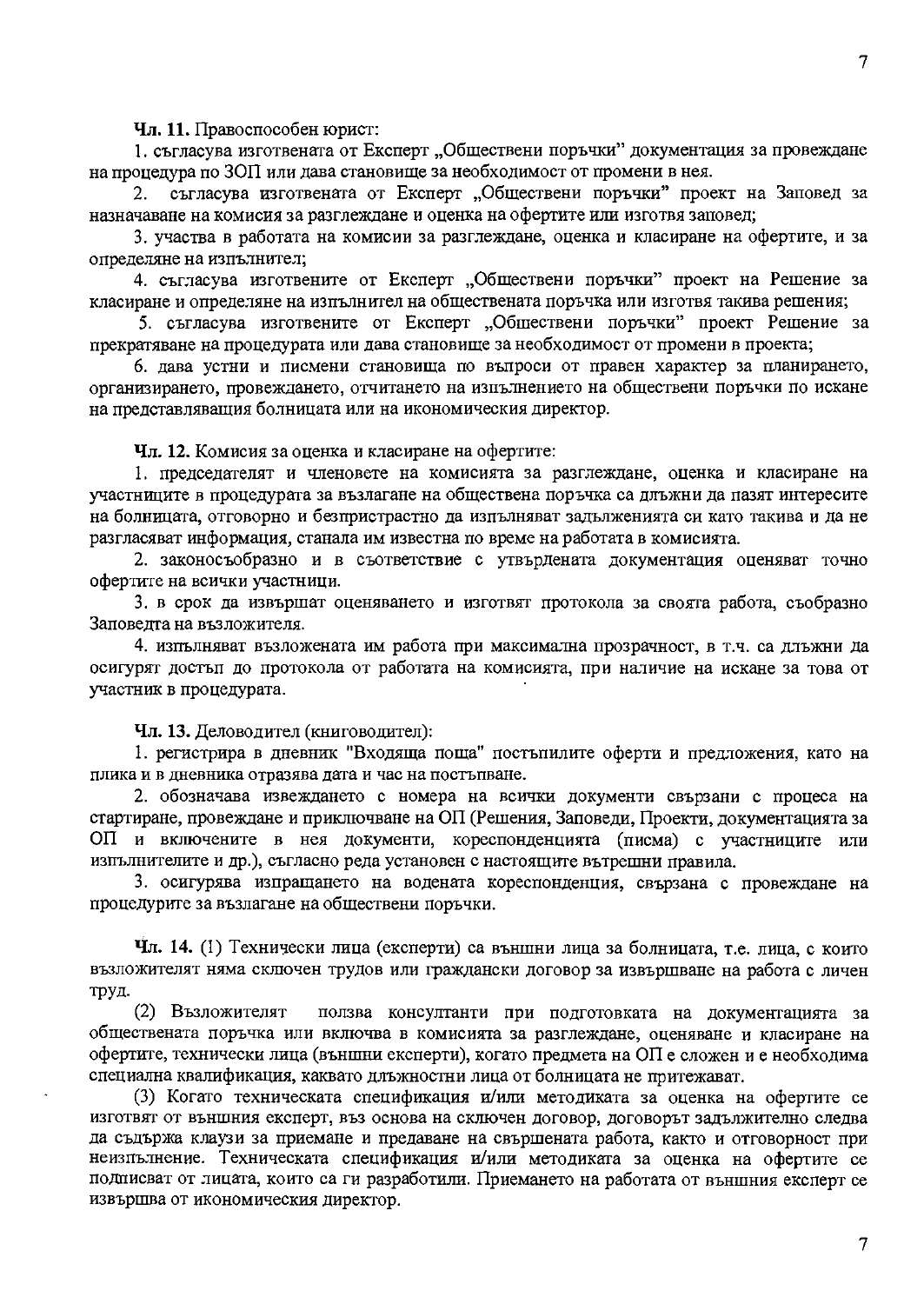**Чл. 11.** Правоспособен юрист:

1. съгласува изготвената от Експерт „Обществени поръчки" документация за провеждане на процедура по ЗОП или дава становище за необходимост от промени в нея.

2. съгласува изготвената от Експерт „Обществени поръчки" проект на Заповед за назначаване на комисия за разглеждане и оценка на офертите или изготвя заповед;

3. участва в работата на комисии за разглеждане, оценка и класиране на офертите, и за определяне на изпълнител;

4. съгласува изготвените от Експерт „Обществени поръчки" проект на Решение за класиране и определяне на изпълнител на обществената поръчка или изготвя такива решения;

5. съгласува изготвените от Експерт „Обществени поръчки" проект Решение за прекратяване на процедурата или дава становище за необходимост от промени в проекта;

6. дава устни и писмени становища по въпроси от правен характер за планирането, организирането, провеждането, отчитането на изпълнението на обществени поръчки по искане на представляващия болницата или на икономическия директор.

**Чл. 12.** Комисия за оценка и класиране на офертите:

1. председателят и членовете на комисията за разглеждане, оценка и класиране на участниците в процедурата за възлагане на обществена поръчка са длъжни да пазят интересите на болницата, отговорно и безпристрастно да изпълняват задълженията си като такива и да не разгласяват информация, станала им известна по време на работата в комисията.

2. законосъобразно и в съответствие с утвърдената документация оценяват точно офертите на всички участници.

3. в срок да извършат оценяването и изготвят протокола за своята работа, съобразно Заповедта на възложителя.

4. изпълняват възложената им работа при максимална прозрачност, в т.ч. са длъжни да осигурят достъп до протокола от работата на комисията, при наличие на искане за това от участник в процедурата.

**Чл. 13.** Деловодител (книговодител):

1. регистрира в дневник "Входяща поща" постъпилите оферти и предложения, като на плика и в дневника отразява дата и час на постъпване.

2. обозначава извеждането с номера на всички документи свързани с процеса на стартиране, провеждане и приключване на ОП (Решения, Заповеди, Проекти, документацията за ОП и включените в нея документи, кореспонденцията (писма) с участниците или изпълнителите и др.), съгласно реда установен с настоящите вътрешни правила.

3. осигурява изпращането на водената кореспонденция, свързана с провеждане на процедурите за възлагане на обществени поръчки.

**Чл. 14.** (1) Технически лица (експерти) са външни лица за болницата, т.е. лица, с които възложителят няма сключен трудов или граждански договор за извършване на работа с личен труд.

(2) Възложителят ползва консултанти при подготовката на документацията за обществената поръчка или включва в комисията за разглеждане, оценяване и класиране на офертите, технически лица (външни експерти), когато предмета на ОП е сложен и е необходима специална квалификация, каквато длъжностни лица от болницата не притежават.

(3) Когато техническата спецификация и/или методиката за оценка на офертите се изготвят от външния експерт, въз основа на сключен договор, договорът задължително следва да съдържа клаузи за приемане и предаване на свършената работа, както и отговорност при неизпълнение. Техническата спецификация и/или методиката за оценка на офертите се подписват от лицата, които са ги разработили. Приемането на работата от външния експерт се извършва от икономическия директор.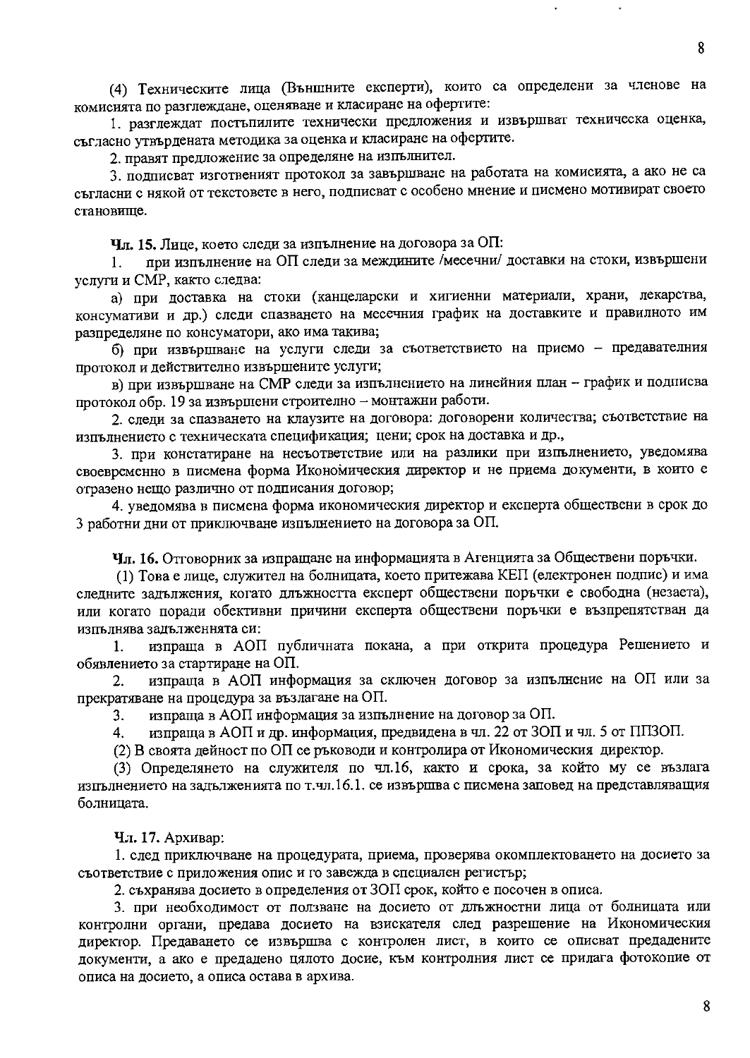(4) Техническите лица (Външните експерти), които са определени за членове на комисията по разглеждане, оценяване и класиране на офертите:

1. разглеждат постъпилите технически предложения и извършват техническа оценка, съгласно утвърдената методика за оценка и класиране на офертите.

2. правят предложение за определяне на изпълнител.

3. подписват изготвеният протокол за завършване на работата на комисията, а ако не са съгласни с някой от текстовете в него, подписват с особено мнение и писмено мотивират своето становище.

**Чл. 15.** Лице, което следи за изпълнение на договора за ОП:

1. при изпълнение на ОП следи за междините /месечни/ доставки на стоки, извършени услуги и СМР, както следва:

а) при доставка на стоки (канцеларски и хигиенни материали, храни, лекарства, консумативи и др.) следи спазването на месечния график на доставките и правилното им разпределяне по консуматори, ако има такива;

б) при извършване на услуги следи за съответствието на приемо – предавателния протокол и действително извършените услуги;

в) при извършване на СМР следи за изпълнението на линейния план – график и подписва протокол обр. 19 за извършени строително – монтажни работи.

2. следи за спазването на клаузите на договора: договорени количества; съответствие на изпълнението с техническата спецификация; цени; срок на доставка и др.,

3. при констатиране на несъответствие или на разлики при изпълнението, уведомява своевременно в писмена форма Икономическия директор и не приема документи, в които е отразено нещо различно от подписания договор;

4. уведомява в писмена форма икономическия директор и експерта обществени в срок до 3 работни дни от приключване изпълнението на договора за ОП.

**Чл. 16.** Отговорник за изпращане на информацията в Агенцията за Обществени поръчки.

(1) Това е лице, служител на болницата, което притежава КЕП (електронен подпис) и има следните задължения, когато длъжността експерт обществени поръчки е свободна (незаета), или когато поради обективни причини експерта обществени поръчки е възпрепятстван да изпълнява задължениятa си:

1. изпраща в АОП публичната покана, а при открита процедура Решението и обявлението за стартиране на ОП.
2. изпраща в АОП информация за сключен договор за изпълнение на ОП или за прекратяване на процедура за възлагане на ОП.
3. изпраща в АОП информация за изпълнение на договор за ОП.
4. изпраща в АОП и др. информация, предвидена в чл. 22 от ЗОП и чл. 5 от ППЗОП.

(2) В своята дейност по ОП се ръководи и контролира от Икономическия директор.

(3) Определянето на служителя по чл.16, както и срока, за който му се възлага изпълнението на задълженията по т.чл.16.1. се извършва с писмена заповед на представляващия болницата.

**Чл. 17.** Архивар:

1. след приключване на процедурата, приема, проверява окомплектоването на досието за съответствие с приложения опис и го завежда в специален регистър;

2. съхранява досието в определения от ЗОП срок, който е посочен в описа.

3. при необходимост от ползване на досието от длъжностни лица от болницата или контролни органи, предава досието на взискателя след разрешение на Икономическия директор. Предаването се извършва с контролен лист, в които се описват предадените документи, а ако е предадено цялото досие, към контролния лист се прилага фотокопие от описа на досието, а описа остава в архива.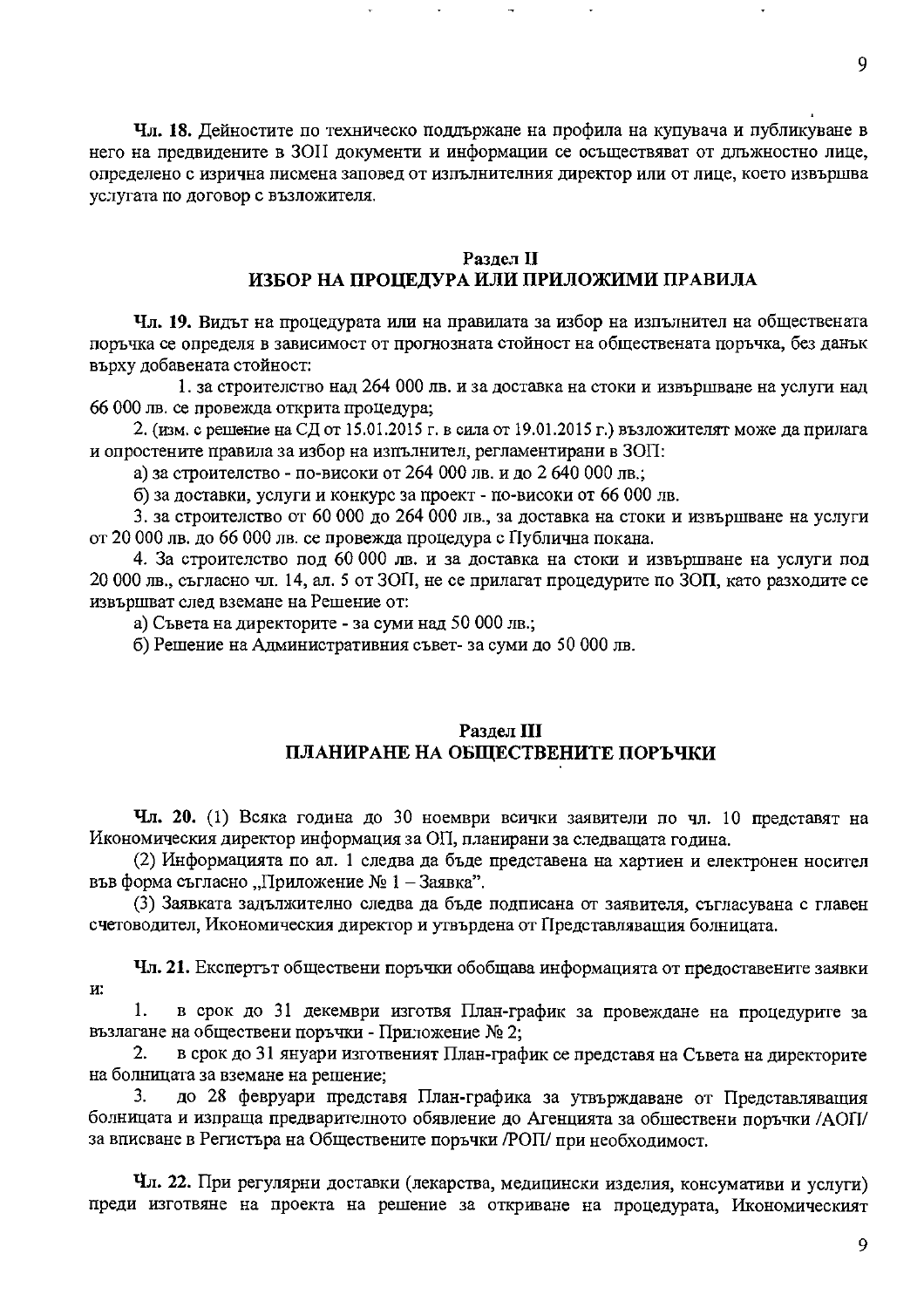**Чл. 18.** Дейностите по техническо поддържане на профила на купувача и публикуване в него на предвидените в ЗОП документи и информации се осъществяват от длъжностно лице, определено с изрична писмена заповед от изпълнителния директор или от лице, което извършва услугата по договор с възложителя.

## Раздел II
## ИЗБОР НА ПРОЦЕДУРА ИЛИ ПРИЛОЖИМИ ПРАВИЛА

**Чл. 19.** Видът на процедурата или на правилата за избор на изпълнител на обществената поръчка се определя в зависимост от прогнозната стойност на обществената поръчка, без данък върху добавената стойност:

1. за строителство над 264 000 лв. и за доставка на стоки и извършване на услуги над 66 000 лв. се провежда открита процедура;

2. (изм. с решение на СД от 15.01.2015 г. в сила от 19.01.2015 г.) възложителят може да прилага и опростените правила за избор на изпълнител, регламентирани в ЗОП:

а) за строителство - по-високи от 264 000 лв. и до 2 640 000 лв.;

б) за доставки, услуги и конкурс за проект - по-високи от 66 000 лв.

3. за строителство от 60 000 до 264 000 лв., за доставка на стоки и извършване на услуги от 20 000 лв. до 66 000 лв. се провежда процедура с Публична покана.

4. За строителство под 60 000 лв. и за доставка на стоки и извършване на услуги под 20 000 лв., съгласно чл. 14, ал. 5 от ЗОП, не се прилагат процедурите по ЗОП, като разходите се извършват след вземане на Решение от:

а) Съвета на директорите - за суми над 50 000 лв.;

б) Решение на Административния съвет- за суми до 50 000 лв.

## Раздел III
## ПЛАНИРАНЕ НА ОБЩЕСТВЕНИТЕ ПОРЪЧКИ

**Чл. 20.** (1) Всяка година до 30 ноември всички заявители по чл. 10 представят на Икономическия директор информация за ОП, планирани за следващата година.

(2) Информацията по ал. 1 следва да бъде представена на хартиен и електронен носител във форма съгласно „Приложение № 1 – Заявка".

(3) Заявката задължително следва да бъде подписана от заявителя, съгласувана с главен счетоводител, Икономическия директор и утвърдена от Представляващия болницата.

**Чл. 21.** Експертът обществени поръчки обобщава информацията от предоставените заявки и:

1. в срок до 31 декември изготвя План-график за провеждане на процедурите за възлагане на обществени поръчки - Приложение № 2;

2. в срок до 31 януари изготвеният План-график се представя на Съвета на директорите на болницата за вземане на решение;

3. до 28 февруари представя План-графика за утвърждаване от Представляващия болницата и изпраща предварителното обявление до Агенцията за обществени поръчки /АОП/ за вписване в Регистъра на Обществените поръчки /РОП/ при необходимост.

**Чл. 22.** При регулярни доставки (лекарства, медицински изделия, консумативи и услуги) преди изготвяне на проекта на решение за откриване на процедурата, Икономическият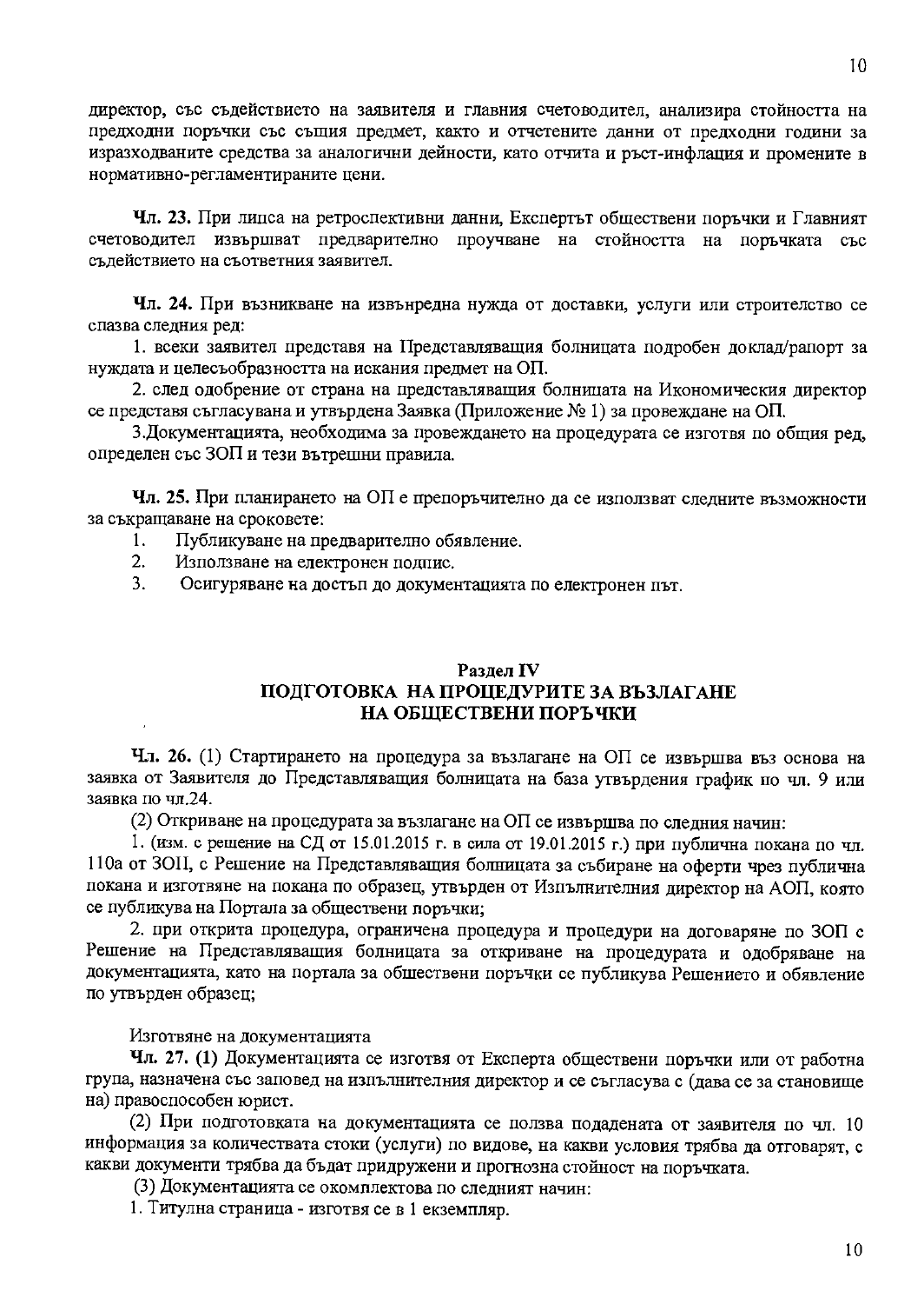директор, със съдействието на заявителя и главния счетоводител, анализира стойността на предходни поръчки със същия предмет, както и отчетените данни от предходни години за изразходваните средства за аналогични дейности, като отчита и ръст-инфлация и промените в нормативно-регламентираните цени.

**Чл. 23.** При липса на ретроспективни данни, Експертът обществени поръчки и Главният счетоводител извършват предварително проучване на стойността на поръчката със съдействието на съответния заявител.

**Чл. 24.** При възникване на извънредна нужда от доставки, услуги или строителство се спазва следния ред:

1. всеки заявител представя на Представляващия болницата подробен доклад/рапорт за нуждата и целесъобразността на искания предмет на ОП.

2. след одобрение от страна на представляващия болницата на Икономическия директор се представя съгласувана и утвърдена Заявка (Приложение № 1) за провеждане на ОП.

3.Документацията, необходима за провеждането на процедурата се изготвя по общия ред, определен със ЗОП и тези вътрешни правила.

**Чл. 25.** При планирането на ОП е препоръчително да се използват следните възможности за съкращаване на сроковете:

1. Публикуване на предварително обявление.
2. Използване на електронен подпис.
3. Осигуряване на достъп до документацията по електронен път.

## Раздел IV
## ПОДГОТОВКА НА ПРОЦЕДУРИТЕ ЗА ВЪЗЛАГАНЕ НА ОБЩЕСТВЕНИ ПОРЪЧКИ

**Чл. 26.** (1) Стартирането на процедура за възлагане на ОП се извършва въз основа на заявка от Заявителя до Представляващия болницата на база утвърдения график по чл. 9 или заявка по чл.24.

(2) Откриване на процедурата за възлагане на ОП се извършва по следния начин:

1. (изм. с решение на СД от 15.01.2015 г. в сила от 19.01.2015 г.) при публична покана по чл. 110а от ЗОП, с Решение на Представляващия болницата за събиране на оферти чрез публична покана и изготвяне на покана по образец, утвърден от Изпълнителния директор на АОП, която се публикува на Портала за обществени поръчки;

2. при открита процедура, ограничена процедура и процедури на договаряне по ЗОП с Решение на Представляващия болницата за откриване на процедурата и одобряване на документацията, като на портала за обществени поръчки се публикува Решението и обявление по утвърден образец;

Изготвяне на документацията

**Чл. 27. (1)** Документацията се изготвя от Експерта обществени поръчки или от работна група, назначена със заповед на изпълнителния директор и се съгласува с (дава се за становище на) правоспособен юрист.

(2) При подготовката на документацията се ползва подадената от заявителя по чл. 10 информация за количествата стоки (услуги) по видове, на какви условия трябва да отговарят, с какви документи трябва да бъдат придружени и прогнозна стойност на поръчката.

(3) Документацията се окомплектова по следният начин:

1. Титулна страница - изготвя се в 1 екземпляр.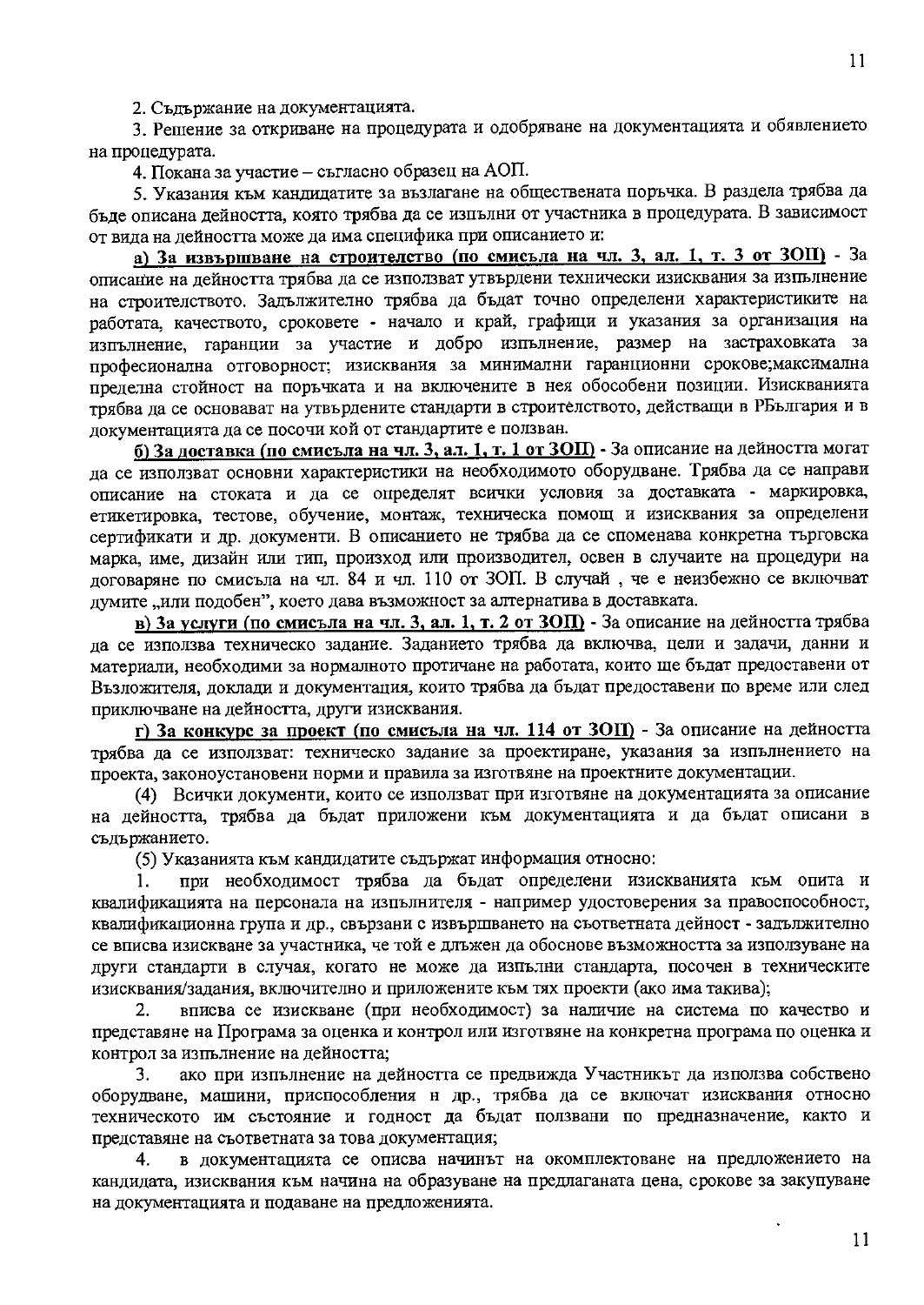2. Съдържание на документацията.

3. Решение за откриване на процедурата и одобряване на документацията и обявлението на процедурата.

4. Покана за участие – съгласно образец на АОП.

5. Указания към кандидатите за възлагане на обществената поръчка. В раздела трябва да бъде описана дейността, която трябва да се изпълни от участника в процедурата. В зависимост от вида на дейността може да има специфика при описанието и:

<u>**а) За извършване на строителство (по смисъла на чл. 3, ал. 1, т. 3 от ЗОП)**</u> - За описание на дейността трябва да се използват утвърдени технически изисквания за изпълнение на строителството. Задължително трябва да бъдат точно определени характеристиките на работата, качеството, сроковете - начало и край, графици и указания за организация на изпълнение, гаранции за участие и добро изпълнение, размер на застраховката за професионална отговорност; изисквания за минимални гаранционни срокове;максимална пределна стойност на поръчката и на включените в нея обособени позиции. Изискванията трябва да се основават на утвърдените стандарти в строителството, действащи в РБългария и в документацията да се посочи кой от стандартите е ползван.

<u>**б) За доставка (по смисъла на чл. 3, ал. 1, т. 1 от ЗОП)**</u> - За описание на дейността могат да се използват основни характеристики на необходимото оборудване. Трябва да се направи описание на стоката и да се определят всички условия за доставката - маркировка, етикетировка, тестове, обучение, монтаж, техническа помощ и изисквания за определени сертификати и др. документи. В описанието не трябва да се споменава конкретна търговска марка, име, дизайн или тип, произход или производител, освен в случаите на процедури на договаряне по смисъла на чл. 84 и чл. 110 от ЗОП. В случай , че е неизбежно се включват думите „или подобен", което дава възможност за алтернатива в доставката.

<u>**в) За услуги (по смисъла на чл. 3, ал. 1, т. 2 от ЗОП)**</u> - За описание на дейността трябва да се използва техническо задание. Заданието трябва да включва, цели и задачи, данни и материали, необходими за нормалното протичане на работата, които ще бъдат предоставени от Възложителя, доклади и документация, които трябва да бъдат предоставени по време или след приключване на дейността, други изисквания.

<u>**г) За конкурс за проект (по смисъла на чл. 114 от ЗОП)**</u> - За описание на дейността трябва да се използват: техническо задание за проектиране, указания за изпълнението на проекта, законоустановени норми и правила за изготвяне на проектните документации.

(4) Всички документи, които се използват при изготвяне на документацията за описание на дейността, трябва да бъдат приложени към документацията и да бъдат описани в съдържанието.

(5) Указанията към кандидатите съдържат информация относно:

1. при необходимост трябва да бъдат определени изискванията към опита и квалификацията на персонала на изпълнителя - например удостоверения за правоспособност, квалификационна група и др., свързани с извършването на съответната дейност - задължително се вписва изискване за участника, че той е длъжен да обоснове възможността за използуване на други стандарти в случая, когато не може да изпълни стандарта, посочен в техническите изисквания/задания, включително и приложените към тях проекти (ако има такива);

2. вписва се изискване (при необходимост) за наличие на система по качество и представяне на Програма за оценка и контрол или изготвяне на конкретна програма по оценка и контрол за изпълнение на дейността;

3. ако при изпълнение на дейността се предвижда Участникът да използва собствено оборудване, машини, приспособления и др., трябва да се включат изисквания относно техническото им състояние и годност да бъдат ползвани по предназначение, както и представяне на съответната за това документация;

4. в документацията се описва начинът на окомплектоване на предложението на кандидата, изисквания към начина на образуване на предлаганата цена, срокове за закупуване на документацията и подаване на предложенията.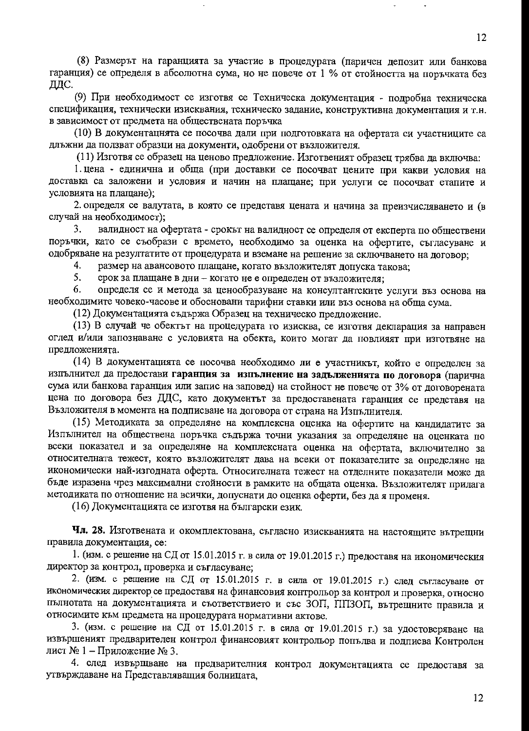(8) Размерът на гаранцията за участие в процедурата (паричен депозит или банкова гаранция) се определя в абсолютна сума, но не повече от 1 % от стойността на поръчката без ДДС.

(9) При необходимост се изготвя се Техническа документация - подробна техническа спецификация, технически изисквания, техническо задание, конструктивна документация и т.н. в зависимост от предмета на обществената поръчка

(10) В документацията се посочва дали при подготовката на офертата си участниците са длъжни да ползват образци на документи, одобрени от възложителя.

(11) Изготвя се образец на ценово предложение. Изготвеният образец трябва да включва:

1. цена - единична и обща (при доставки се посочват цените при какви условия на доставка са заложени и условия и начин на плащане; при услуги се посочват етапите и условията на плащане);

2. определя се валутата, в която се представя цената и начина за преизчисляването и (в случай на необходимост);

3. валидност на офертата - срокът на валидност се определя от експерта по обществени поръчки, като се съобрази с времето, необходимо за оценка на офертите, съгласуване и одобряване на резултатите от процедурата и вземане на решение за сключването на договор;

4. размер на авансовото плащане, когато възложителят допуска такова;

5. срок за плащане в дни – когато не е определен от възложителя;

6. определя се и метода за ценообразуване на консултантските услуги въз основа на необходимите човеко-часове и обосновани тарифни ставки или въз основа на обща сума.

(12) Документацията съдържа Образец на техническо предложение.

(13) В случай че обектът на процедурата го изисква, се изготвя декларация за направен оглед и/или запознаване с условията на обекта, които могат да повлияят при изготвяне на предложенията.

(14) В документацията се посочва необходимо ли е участникът, който е определен за изпълнител да предостави **гаранция за изпълнение на задълженията по договора** (парична сума или банкова гаранция или запис на заповед) на стойност не повече от 3% от договорената цена по договора без ДДС, като документът за предоставената гаранция се представя на Възложителя в момента на подписване на договора от страна на Изпълнителя.

(15) Методиката за определяне на комплексна оценка на офертите на кандидатите за Изпълнител на обществена поръчка съдържа точни указания за определяне на оценката по всеки показател и за определяне на комплексната оценка на офертата, включително за относителната тежест, която възложителят дава на всеки от показателите за определяне на икономически най-изгодната оферта. Относителната тежест на отделните показатели може да бъде изразена чрез максимални стойности в рамките на общата оценка. Възложителят прилага методиката по отношение на всички, допуснати до оценка оферти, без да я променя.

(16) Документацията се изготвя на български език.

**Чл. 28.** Изготвената и окомплектована, съгласно изискванията на настоящите вътрешни правила документация, се:

1. (изм. с решение на СД от 15.01.2015 г. в сила от 19.01.2015 г.) предоставя на икономическия директор за контрол, проверка и съгласуване;

2. (изм. с решение на СД от 15.01.2015 г. в сила от 19.01.2015 г.) след съгласуване от икономическия директор се предоставя на финансовия контрольор за контрол и проверка, относно пълнотата на документацията и съответствието и със ЗОП, ППЗОП, вътрешните правила и относимите към предмета на процедурата нормативни актове.

3. (изм. с решение на СД от 15.01.2015 г. в сила от 19.01.2015 г.) за удостоверяване на извършеният предварителен контрол финансовият контрольор попълва и подписва Контролен лист № 1 – Приложение № 3.

4. след извършване на предварителния контрол документацията се предоставя за утвърждаване на Представляващия болницата,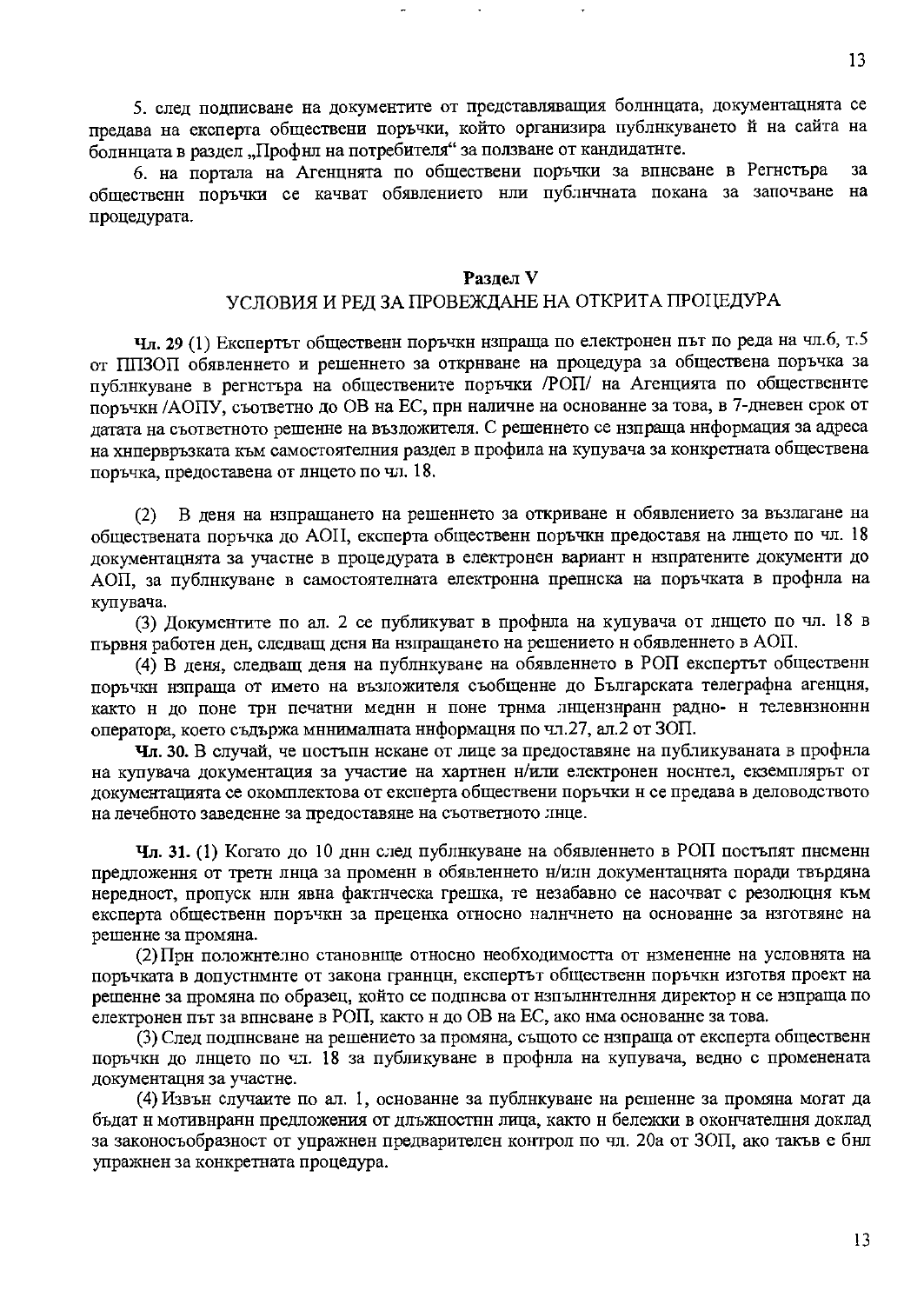5. след подписване на документите от представляващия болницата, документацията се предава на експерта обществени поръчки, който организира публикуването ѝ на сайта на болницата в раздел „Профил на потребителя" за ползване от кандидатите.

6. на портала на Агенцията по обществени поръчки за вписване в Регистъра за обществени поръчки се качват обявлението или публичната покана за започване на процедурата.

## Раздел V
## УСЛОВИЯ И РЕД ЗА ПРОВЕЖДАНЕ НА ОТКРИТА ПРОЦЕДУРА

**Чл. 29** (1) Експертът обществени поръчки изпраща по електронен път по реда на чл.6, т.5 от ППЗОП обявлението и решението за откриване на процедура за обществена поръчка за публикуване в регистъра на обществените поръчки /РОП/ на Агенцията по обществените поръчки /АОПУ, съответно до ОВ на ЕС, при наличие на основание за това, в 7-дневен срок от датата на съответното решение на възложителя. С решението се изпраща информация за адреса на хипервръзката към самостоятелния раздел в профила на купувача за конкретната обществена поръчка, предоставена от лицето по чл. 18.

(2) В деня на изпращането на решението за откриване и обявлението за възлагане на обществената поръчка до АОП, експерта обществени поръчки предоставя на лицето по чл. 18 документацията за участие в процедурата в електронен вариант и изпратените документи до АОП, за публикуване в самостоятелната електронна преписка на поръчката в профила на купувача.

(3) Документите по ал. 2 се публикуват в профила на купувача от лицето по чл. 18 в първия работен ден, следващ деня на изпращането на решението и обявлението в АОП.

(4) В деня, следващ деня на публикуване на обявлението в РОП експертът обществени поръчки изпраща от името на възложителя съобщение до Българската телеграфна агенция, както и до поне три печатни медии и поне трима лицензирани радио- и телевизионни оператора, което съдържа минималната информация по чл.27, ал.2 от ЗОП.

**Чл. 30.** В случай, че постъпи искане от лице за предоставяне на публикуваната в профила на купувача документация за участие на хартиен и/или електронен носител, екземплярът от документацията се окомплектова от експерта обществени поръчки и се предава в деловодството на лечебното заведение за предоставяне на съответното лице.

**Чл. 31.** (1) Когато до 10 дни след публикуване на обявлението в РОП постъпят писмени предложения от трети лица за промени в обявлението и/или документацията поради твърдяна нередност, пропуск или явна фактическа грешка, те незабавно се насочват с резолюция към експерта обществени поръчки за преценка относно наличието на основание за изготвяне на решение за промяна.

(2) При положително становище относно необходимостта от изменение на условията на поръчката в допустимите от закона граници, експертът обществени поръчки изготвя проект на решение за промяна по образец, който се подписва от изпълнителния директор и се изпраща по електронен път за вписване в РОП, както и до ОВ на ЕС, ако има основание за това.

(3) След подписване на решението за промяна, същото се изпраща от експерта обществени поръчки до лицето по чл. 18 за публикуване в профила на купувача, заедно с променената документация за участие.

(4) Извън случаите по ал. 1, основание за публикуване на решение за промяна могат да бъдат и мотивирани предложения от длъжностни лица, както и бележки в окончателния доклад за законосъобразност от упражнен предварителен контрол по чл. 20а от ЗОП, ако такъв е бил упражнен за конкретната процедура.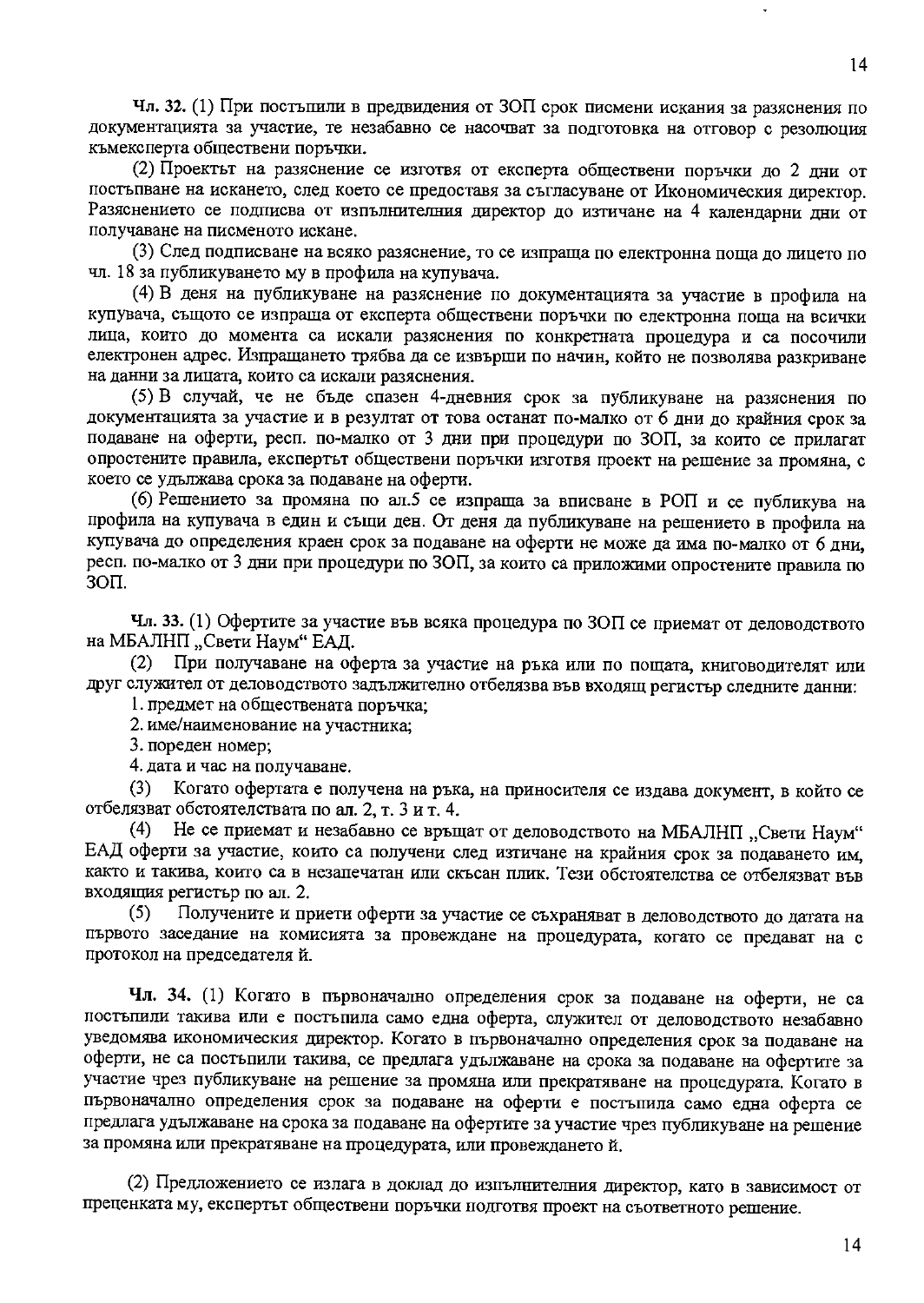**Чл. 32.** (1) При постъпили в предвидения от ЗОП срок писмени искания за разяснения по документацията за участие, те незабавно се насочват за подготовка на отговор с резолюция къмексперта обществени поръчки.

(2) Проектът на разяснение се изготвя от експерта обществени поръчки до 2 дни от постъпване на искането, след което се предоставя за съгласуване от Икономическия директор. Разяснението се подписва от изпълнителния директор до изтичане на 4 календарни дни от получаване на писменото искане.

(3) След подписване на всяко разяснение, то се изпраща по електронна поща до лицето по чл. 18 за публикуването му в профила на купувача.

(4) В деня на публикуване на разяснение по документацията за участие в профила на купувача, същото се изпраща от експерта обществени поръчки по електронна поща на всички лица, които до момента са искали разяснения по конкретната процедура и са посочили електронен адрес. Изпращането трябва да се извърши по начин, който не позволява разкриване на данни за лицата, които са искали разяснения.

(5) В случай, че не бъде спазен 4-дневния срок за публикуване на разяснения по документацията за участие и в резултат от това останат по-малко от 6 дни до крайния срок за подаване на оферти, респ. по-малко от 3 дни при процедури по ЗОП, за които се прилагат опростените правила, експертът обществени поръчки изготвя проект на решение за промяна, с което се удължава срока за подаване на оферти.

(6) Решението за промяна по ал.5 се изпраща за вписване в РОП и се публикува на профила на купувача в един и същи ден. От деня да публикуване на решението в профила на купувача до определения краен срок за подаване на оферти не може да има по-малко от 6 дни, респ. по-малко от 3 дни при процедури по ЗОП, за които са приложими опростените правила по ЗОП.

**Чл. 33.** (1) Офертите за участие във всяка процедура по ЗОП се приемат от деловодството на МБАЛНП „Свети Наум" ЕАД.

(2) При получаване на оферта за участие на ръка или по пощата, книговодителят или друг служител от деловодството задължително отбелязва във входящ регистър следните данни:

1. предмет на обществената поръчка;
2. име/наименование на участника;
3. пореден номер;
4. дата и час на получаване.

(3) Когато офертата е получена на ръка, на приносителя се издава документ, в който се отбелязват обстоятелствата по ал. 2, т. 3 и т. 4.

(4) Не се приемат и незабавно се връщат от деловодството на МБАЛНП „Свети Наум" ЕАД оферти за участие, които са получени след изтичане на крайния срок за подаването им, както и такива, които са в незапечатан или скъсан плик. Тези обстоятелства се отбелязват във входящия регистър по ал. 2.

(5) Получените и приети оферти за участие се съхраняват в деловодството до датата на първото заседание на комисията за провеждане на процедурата, когато се предават на с протокол на председателя й.

**Чл. 34.** (1) Когато в първоначално определения срок за подаване на оферти, не са постъпили такива или е постъпила само една оферта, служител от деловодството незабавно уведомява икономическия директор. Когато в първоначално определения срок за подаване на оферти, не са постъпили такива, се предлага удължаване на срока за подаване на офертите за участие чрез публикуване на решение за промяна или прекратяване на процедурата. Когато в първоначално определения срок за подаване на оферти е постъпила само една оферта се предлага удължаване на срока за подаване на офертите за участие чрез публикуване на решение за промяна или прекратяване на процедурата, или провеждането й.

(2) Предложението се излага в доклад до изпълнителния директор, като в зависимост от преценката му, експертът обществени поръчки подготвя проект на съответното решение.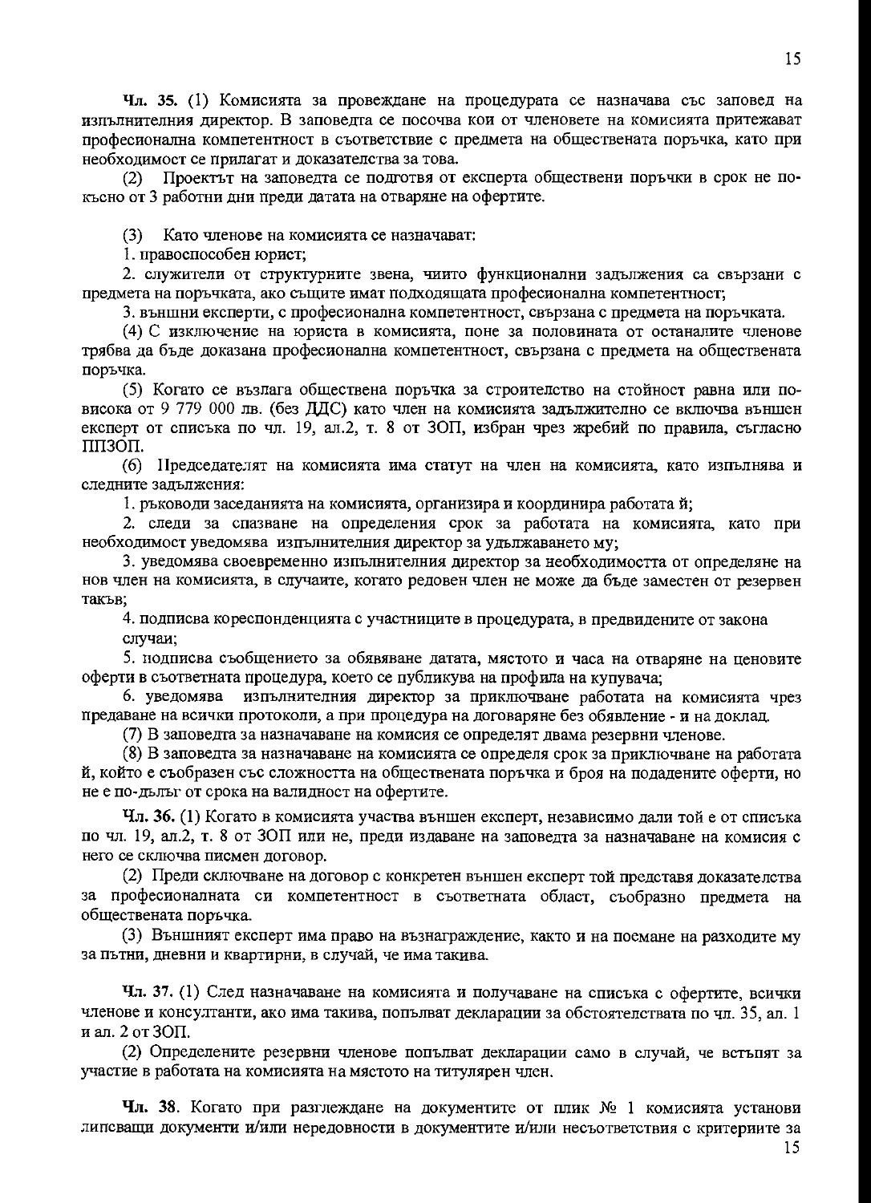**Чл. 35.** (1) Комисията за провеждане на процедурата се назначава със заповед на изпълнителния директор. В заповедта се посочва кои от членовете на комисията притежават професионална компетентност в съответствие с предмета на обществената поръчка, като при необходимост се прилагат и доказателства за това.

(2) Проектът на заповедта се подготвя от експерта обществени поръчки в срок не по-късно от 3 работни дни преди датата на отваряне на офертите.

(3) Като членове на комисията се назначават:

1. правоспособен юрист;

2. служители от структурните звена, чиито функционални задължения са свързани с предмета на поръчката, ако същите имат подходящата професионална компетентност;

3. външни експерти, с професионална компетентност, свързана с предмета на поръчката.

(4) С изключение на юриста в комисията, поне за половината от останалите членове трябва да бъде доказана професионална компетентност, свързана с предмета на обществената поръчка.

(5) Когато се възлага обществена поръчка за строителство на стойност равна или по-висока от 9 779 000 лв. (без ДДС) като член на комисията задължително се включва външен експерт от списъка по чл. 19, ал.2, т. 8 от ЗОП, избран чрез жребий по правила, съгласно ППЗОП.

(6) Председателят на комисията има статут на член на комисията, като изпълнява и следните задължения:

1. ръководи заседанията на комисията, организира и координира работата ѝ;

2. следи за спазване на определения срок за работата на комисията, като при необходимост уведомява изпълнителния директор за удължаването му;

3. уведомява своевременно изпълнителния директор за необходимостта от определяне на нов член на комисията, в случаите, когато редовен член не може да бъде заместен от резервен такъв;

4. подписва кореспонденцията с участниците в процедурата, в предвидените от закона случаи;

5. подписва съобщението за обявяване датата, мястото и часа на отваряне на ценовите оферти в съответната процедура, което се публикува на профила на купувача;

6. уведомява изпълнителния директор за приключване работата на комисията чрез предаване на всички протоколи, а при процедура на договаряне без обявление - и на доклад.

(7) В заповедта за назначаване на комисия се определят двама резервни членове.

(8) В заповедта за назначаване на комисията се определя срок за приключване на работата ѝ, който е съобразен със сложността на обществената поръчка и броя на подадените оферти, но не е по-дълъг от срока на валидност на офертите.

**Чл. 36.** (1) Когато в комисията участва външен експерт, независимо дали той е от списъка по чл. 19, ал.2, т. 8 от ЗОП или не, преди издаване на заповедта за назначаване на комисия с него се сключва писмен договор.

(2) Преди сключване на договор с конкретен външен експерт той представя доказателства за професионалната си компетентност в съответната област, съобразно предмета на обществената поръчка.

(3) Външният експерт има право на възнаграждение, както и на поемане на разходите му за пътни, дневни и квартирни, в случай, че има такива.

**Чл. 37.** (1) След назначаване на комисията и получаване на списъка с офертите, всички членове и консултанти, ако има такива, попълват декларации за обстоятелствата по чл. 35, ал. 1 и ал. 2 от ЗОП.

(2) Определените резервни членове попълват декларации само в случай, че встъпят за участие в работата на комисията на мястото на титулярен член.

**Чл. 38**. Когато при разглеждане на документите от плик № 1 комисията установи липсващи документи и/или нередовности в документите и/или несъответствия с критериите за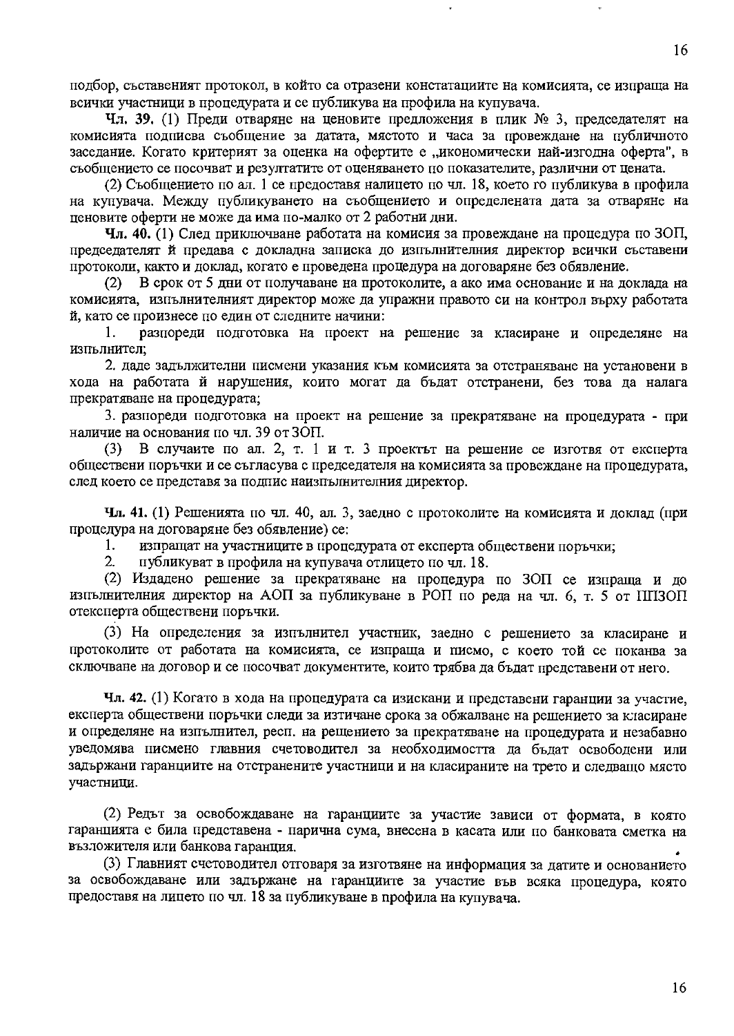подбор, съставеният протокол, в който са отразени констатациите на комисията, се изпраща на всички участници в процедурата и се публикува на профила на купувача.

**Чл. 39.** (1) Преди отваряне на ценовите предложения в плик № 3, председателят на комисията подписва съобщение за датата, мястото и часа за провеждане на публичното заседание. Когато критерият за оценка на офертите е „икономически най-изгодна оферта", в съобщението се посочват и резултатите от оценяването по показателите, различни от цената.

(2) Съобщението по ал. 1 се предоставя налицето по чл. 18, което го публикува в профила на купувача. Между публикуването на съобщението и определената дата за отваряне на ценовите оферти не може да има по-малко от 2 работни дни.

**Чл. 40.** (1) След приключване работата на комисия за провеждане на процедура по ЗОП, председателят ѝ предава с докладна записка до изпълнителния директор всички съставени протоколи, както и доклад, когато е проведена процедура на договаряне без обявление.

(2) В срок от 5 дни от получаване на протоколите, а ако има основание и на доклада на комисията, изпълнителният директор може да упражни правото си на контрол върху работата ѝ, като се произнесе по един от следните начини:

1. разпореди подготовка на проект на решение за класиране и определяне на изпълнител;

2. даде задължителни писмени указания към комисията за отстраняване на установени в хода на работата ѝ нарушения, които могат да бъдат отстранени, без това да налага прекратяване на процедурата;

3. разпореди подготовка на проект на решение за прекратяване на процедурата - при наличие на основания по чл. 39 от ЗОП.

(3) В случаите по ал. 2, т. 1 и т. 3 проектът на решение се изготвя от експерта обществени поръчки и се съгласува с председателя на комисията за провеждане на процедурата, след което се представя за подпис наизпълнителния директор.

**Чл. 41.** (1) Решенията по чл. 40, ал. 3, заедно с протоколите на комисията и доклад (при процедура на договаряне без обявление) се:

1. изпращат на участниците в процедурата от експерта обществени поръчки;
2. публикуват в профила на купувача отлицето по чл. 18.

(2) Издадено решение за прекратяване на процедура по ЗОП се изпраща и до изпълнителния директор на АОП за публикуване в РОП по реда на чл. 6, т. 5 от ППЗОП отексперта обществени поръчки.

(3) На определения за изпълнител участник, заедно с решението за класиране и протоколите от работата на комисията, се изпраща и писмо, с което той се поканва за сключване на договор и се посочват документите, които трябва да бъдат представени от него.

**Чл. 42.** (1) Когато в хода на процедурата са изискани и представени гаранции за участие, експерта обществени поръчки следи за изтичане срока за обжалване на решението за класиране и определяне на изпълнител, респ. на решението за прекратяване на процедурата и незабавно уведомява писмено главния счетоводител за необходимостта да бъдат освободени или задържани гаранциите на отстранените участници и на класираните на трето и следващо място участници.

(2) Редът за освобождаване на гаранциите за участие зависи от формата, в която гаранцията е била представена - парична сума, внесена в касата или по банковата сметка на възложителя или банкова гаранция.

(3) Главният счетоводител отговаря за изготвяне на информация за датите и основанието за освобождаване или задържане на гаранциите за участие във всяка процедура, която предоставя на лицето по чл. 18 за публикуване в профила на купувача.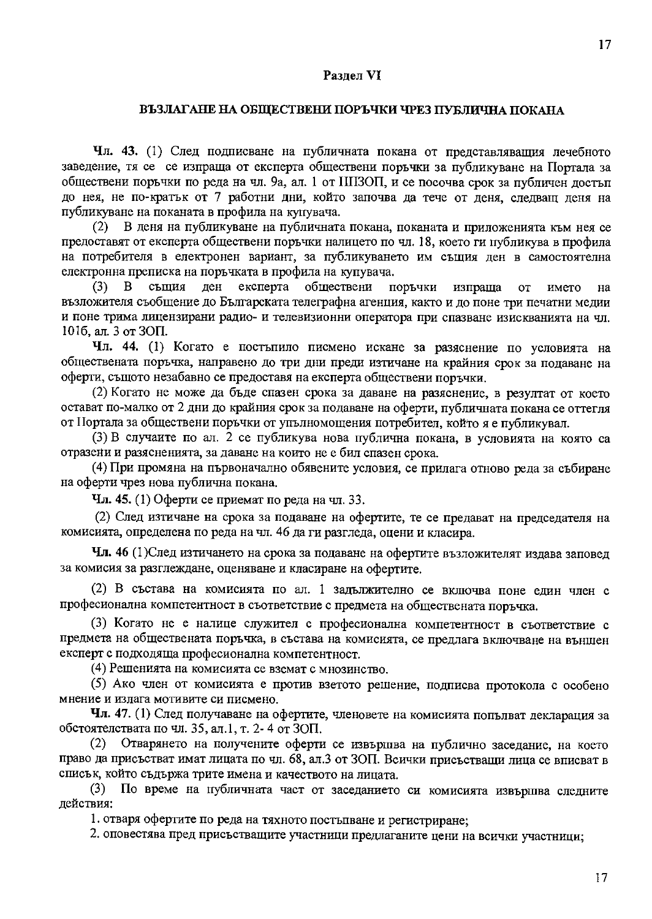## Раздел VI

## ВЪЗЛАГАНЕ НА ОБЩЕСТВЕНИ ПОРЪЧКИ ЧРЕЗ ПУБЛИЧНА ПОКАНА

**Чл. 43.** (1) След подписване на публичната покана от представляващия лечебното заведение, тя се се изпраща от експерта обществени поръчки за публикуване на Портала за обществени поръчки по реда на чл. 9а, ал. 1 от ППЗОП, и се посочва срок за публичен достъп до нея, не по-кратък от 7 работни дни, който започва да тече от деня, следващ деня на публикуване на поканата в профила на купувача.

(2) В деня на публикуване на публичната покана, поканата и приложенията към нея се предоставят от експерта обществени поръчки налицето по чл. 18, което ги публикува в профила на потребителя в електронен вариант, за публикуването им същия ден в самостоятелна електронна преписка на поръчката в профила на купувача.

(3) В същия ден експерта обществени поръчки изпраща от името на възложителя съобщение до Българската телеграфна агенция, както и до поне три печатни медии и поне трима лицензирани радио- и телевизионни оператора при спазване изискванията на чл. 101б, ал. 3 от ЗОП.

**Чл. 44.** (1) Когато е постъпило писмено искане за разяснение по условията на обществената поръчка, направено до три дни преди изтичане на крайния срок за подаване на оферти, същото незабавно се предоставя на експерта обществени поръчки.

(2) Когато не може да бъде спазен срока за даване на разяснение, в резултат от което остават по-малко от 2 дни до крайния срок за подаване на оферти, публичната покана се оттегля от Портала за обществени поръчки от упълномощения потребител, който я е публикувал.

(3) В случаите по ал. 2 се публикува нова публична покана, в условията на която са отразени и разясненията, за даване на които не е бил спазен срока.

(4) При промяна на първоначално обявените условия, се прилага отново реда за събиране на оферти чрез нова публична покана.

**Чл. 45.** (1) Оферти се приемат по реда на чл. 33.

(2) След изтичане на срока за подаване на офертите, те се предават на председателя на комисията, определена по реда на чл. 46 да ги разгледа, оцени и класира.

**Чл. 46** (1)След изтичането на срока за подаване на офертите възложителят издава заповед за комисия за разглеждане, оценяване и класиране на офертите.

(2) В състава на комисията по ал. 1 задължително се включва поне един член с професионална компетентност в съответствие с предмета на обществената поръчка.

(3) Когато не е налице служител с професионална компетентност в съответствие с предмета на обществената поръчка, в състава на комисията, се предлага включване на външен експерт с подходяща професионална компетентност.

(4) Решенията на комисията се вземат с мнозинство.

(5) Ако член от комисията е против взетото решение, подписва протокола с особено мнение и излага мотивите си писмено.

**Чл. 47.** (1) След получаване на офертите, членовете на комисията попълват декларация за обстоятелствата по чл. 35, ал.1, т. 2- 4 от ЗОП.

(2) Отварянето на получените оферти се извършва на публично заседание, на което право да присъстват имат лицата по чл. 68, ал.3 от ЗОП. Всички присъстващи лица се вписват в списък, който съдържа трите имена и качеството на лицата.

(3) По време на публичната част от заседанието си комисията извършва следните действия:

1. отваря офертите по реда на тяхното постъпване и регистриране;
2. оповестява пред присъстващите участници предлаганите цени на всички участници;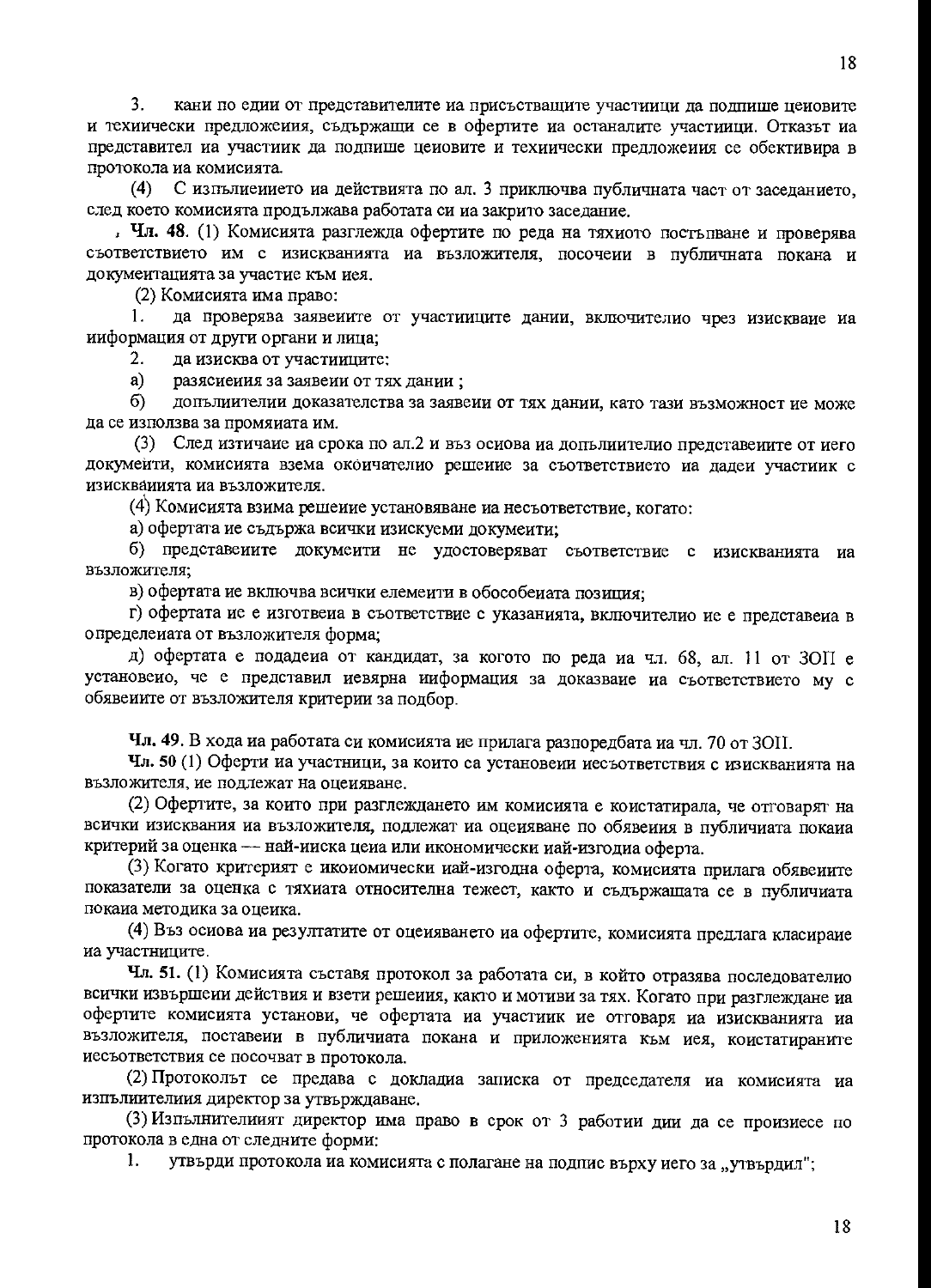3. кани по един от представителите на присъстващите участници да подпише ценовите и технически предложения, съдържащи се в офертите на останалите участници. Отказът на представител на участник да подпише ценовите и технически предложения се обективира в протокола на комисията.

(4) С изпълнението на действията по ал. 3 приключва публичната част от заседанието, след което комисията продължава работата си на закрито заседание.

**Чл. 48.** (1) Комисията разглежда офертите по реда на тяхното постъпване и проверява съответствието им с изискванията на възложителя, посочени в публичната покана и документацията за участие към нея.

(2) Комисията има право:

1. да проверява заявените от участниците данни, включително чрез изискване на информация от други органи и лица;
2. да изисква от участниците:

а) разяснения за заявени от тях данни ;

б) допълнителни доказателства за заявени от тях данни, като тази възможност не може да се използва за промяната им.

(3) След изтичане на срока по ал.2 и въз основа на допълнително представените от него документи, комисията взема окончателно решение за съответствието на даден участник с изискванията на възложителя.

(4) Комисията взима решение установяване на несъответствие, когато:

а) офертата не съдържа всички изискуеми документи;

б) представените документи не удостоверяват съответствие с изискванията на възложителя;

в) офертата не включва всички елементи в обособената позиция;

г) офертата не е изготвена в съответствие с указанията, включително не е представена в определената от възложителя форма;

д) офертата е подадена от кандидат, за когото по реда на чл. 68, ал. 11 от ЗОП е установено, че е представил невярна информация за доказване на съответствието му с обявените от възложителя критерии за подбор.

**Чл. 49.** В хода на работата си комисията не прилага разпоредбата на чл. 70 от ЗОП.

**Чл. 50** (1) Оферти на участници, за които са установени несъответствия с изискванията на възложителя, не подлежат на оценяване.

(2) Офертите, за които при разглеждането им комисията е констатирала, че отговарят на всички изисквания на възложителя, подлежат на оценяване по обявения в публичната покана критерий за оценка — най-ниска цена или икономически най-изгодна оферта.

(3) Когато критерият е икономически най-изгодна оферта, комисията прилага обявените показатели за оценка с тяхната относителна тежест, както и съдържащата се в публичната покана методика за оценка.

(4) Въз основа на резултатите от оценяването на офертите, комисията предлага класиране на участниците.

**Чл. 51.** (1) Комисията съставя протокол за работата си, в който отразява последователно всички извършени действия и взети решения, както и мотиви за тях. Когато при разглеждане на офертите комисията установи, че офертата на участник не отговаря на изискванията на възложителя, поставени в публичната покана и приложенията към нея, констатираните несъответствия се посочват в протокола.

(2) Протоколът се предава с докладна записка от председателя на комисията на изпълнителния директор за утвърждаване.

(3) Изпълнителният директор има право в срок от 3 работни дни да се произнесе по протокола в една от следните форми:

1. утвърди протокола на комисията с полагане на подпис върху него за „утвърдил";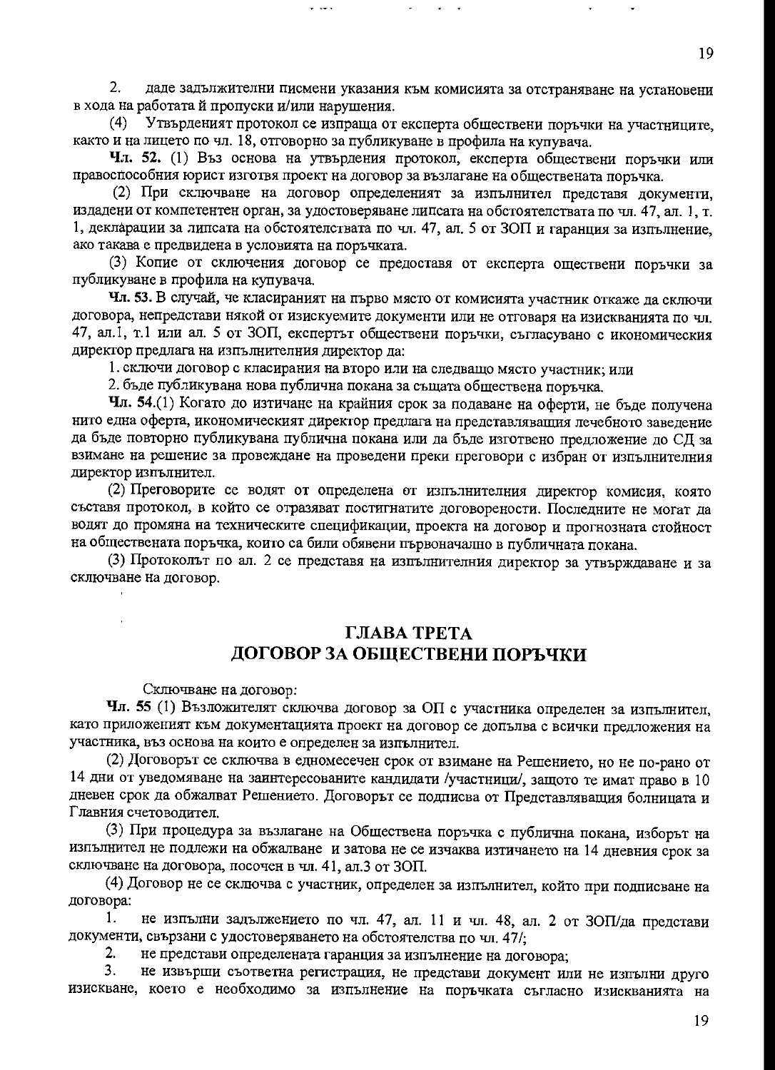2. даде задължителни писмени указания към комисията за отстраняване на установени в хода на работата ѝ пропуски и/или нарушения.

(4) Утвърденият протокол се изпраща от експерта обществени поръчки на участниците, както и на лицето по чл. 18, отговорно за публикуване в профила на купувача.

**Чл. 52.** (1) Въз основа на утвърдения протокол, експерта обществени поръчки или правоспособния юрист изготвя проект на договор за възлагане на обществената поръчка.

(2) При сключване на договор определеният за изпълнител представя документи, издадени от компетентен орган, за удостоверяване липсата на обстоятелствата по чл. 47, ал. 1, т. 1, декларации за липсата на обстоятелствата по чл. 47, ал. 5 от ЗОП и гаранция за изпълнение, ако такава е предвидена в условията на поръчката.

(3) Копие от сключения договор се предоставя от експерта оществени поръчки за публикуване в профила на купувача.

**Чл. 53.** В случай, че класираният на първо място от комисията участник откаже да сключи договора, непредстави някой от изискуемите документи или не отговаря на изискванията по чл. 47, ал.1, т.1 или ал. 5 от ЗОП, експертът обществени поръчки, съгласувано с икономическия директор предлага на изпълнителния директор да:

1. сключи договор с класирания на второ или на следващо място участник; или
2. бъде публикувана нова публична покана за същата обществена поръчка.

**Чл. 54.**(1) Когато до изтичане на крайния срок за подаване на оферти, не бъде получена нито една оферта, икономическият директор предлага на представляващия лечебното заведение да бъде повторно публикувана публична покана или да бъде изготвено предложение до СД за взимане на решение за провеждане на проведени преки преговори с избран от изпълнителния директор изпълнител.

(2) Преговорите се водят от определена от изпълнителния директор комисия, която съставя протокол, в който се отразяват постигнатите договорености. Последните не могат да водят до промяна на техническите спецификации, проекта на договор и прогнозната стойност на обществената поръчка, които са били обявени първоначално в публичната покана.

(3) Протоколът по ал. 2 се представя на изпълнителния директор за утвърждаване и за сключване на договор.

## ГЛАВА ТРЕТА
## ДОГОВОР ЗА ОБЩЕСТВЕНИ ПОРЪЧКИ

Сключване на договор:

**Чл. 55** (1) Възложителят сключва договор за ОП с участника определен за изпълнител, като приложеният към документацията проект на договор се допълва с всички предложения на участника, въз основа на които е определен за изпълнител.

(2) Договорът се сключва в едномесечен срок от взимане на Решението, но не по-рано от 14 дни от уведомяване на заинтересованите кандидати /участници/, защото те имат право в 10 дневен срок да обжалват Решението. Договорът се подписва от Представляващия болницата и Главния счетоводител.

(3) При процедура за възлагане на Обществена поръчка с публична покана, изборът на изпълнител не подлежи на обжалване и затова не се изчаква изтичането на 14 дневния срок за сключване на договора, посочен в чл. 41, ал.3 от ЗОП.

(4) Договор не се сключва с участник, определен за изпълнител, който при подписване на договора:

1. не изпълни задължението по чл. 47, ал. 11 и чл. 48, ал. 2 от ЗОП/да представи документи, свързани с удостоверяването на обстоятелства по чл. 47/;
2. не представи определената гаранция за изпълнение на договора;
3. не извърши съответна регистрация, не представи документ или не изпълни друго изискване, което е необходимо за изпълнение на поръчката съгласно изискванията на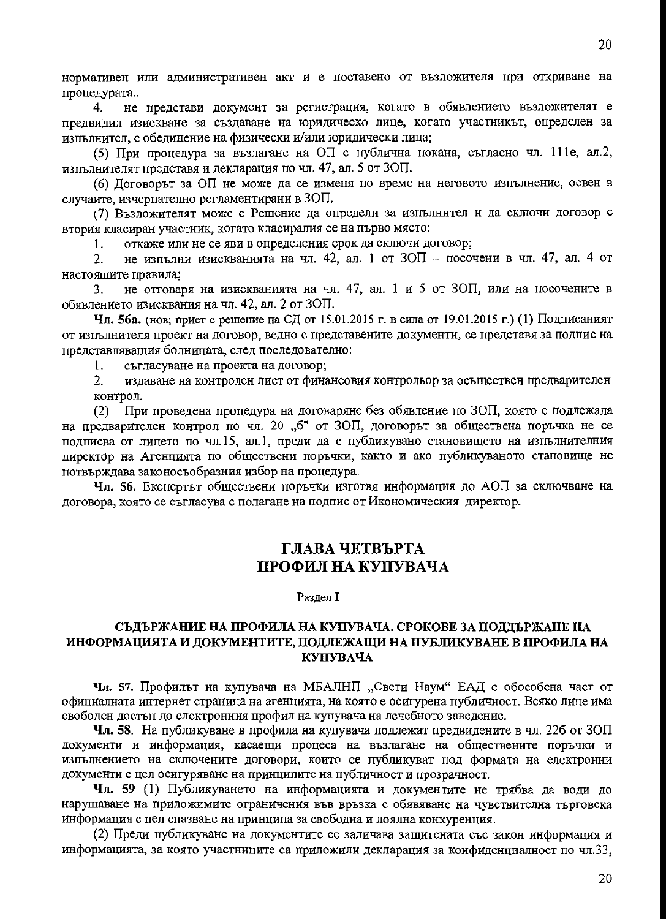нормативен или административен акт и е поставено от възложителя при откриване на процедурата..

4. не представи документ за регистрация, когато в обявлението възложителят е предвидил изискване за създаване на юридическо лице, когато участникът, определен за изпълнител, е обединение на физически и/или юридически лица;

(5) При процедура за възлагане на ОП с публична покана, съгласно чл. 111е, ал.2, изпълнителят представя и декларация по чл. 47, ал. 5 от ЗОП.

(6) Договорът за ОП не може да се изменя по време на неговото изпълнение, освен в случаите, изчерпателно регламентирани в ЗОП.

(7) Възложителят може с Решение да определи за изпълнител и да сключи договор с втория класиран участник, когато класиралия се на първо място:

1. откаже или не се яви в определения срок да сключи договор;
2. не изпълни изискванията на чл. 42, ал. 1 от ЗОП – посочени в чл. 47, ал. 4 от настоящите правила;
3. не отговаря на изискванията на чл. 47, ал. 1 и 5 от ЗОП, или на посочените в обявлението изисквания на чл. 42, ал. 2 от ЗОП.

**Чл. 56а.** (нов; приет с решение на СД от 15.01.2015 г. в сила от 19.01.2015 г.) (1) Подписаният от изпълнителя проект на договор, ведно с представените документи, се представя за подпис на представляващия болницата, след последователно:

1. съгласуване на проекта на договор;
2. издаване на контролен лист от финансовия контрольор за осъществен предварителен контрол.

(2) При проведена процедура на договаряне без обявление по ЗОП, която е подлежала на предварителен контрол по чл. 20 „б" от ЗОП, договорът за обществена поръчка не се подписва от лицето по чл.15, ал.1, преди да е публикувано становището на изпълнителния директор на Агенцията по обществени поръчки, както и ако публикуваното становище не потвърждава законосъобразния избор на процедура.

**Чл. 56.** Експертът обществени поръчки изготвя информация до АОП за сключване на договора, която се съгласува с полагане на подпис от Икономическия директор.

# ГЛАВА ЧЕТВЪРТА
# ПРОФИЛ НА КУПУВАЧА

Раздел I

## СЪДЪРЖАНИЕ НА ПРОФИЛА НА КУПУВАЧА. СРОКОВЕ ЗА ПОДДЪРЖАНЕ НА ИНФОРМАЦИЯТА И ДОКУМЕНТИТЕ, ПОДЛЕЖАЩИ НА ПУБЛИКУВАНЕ В ПРОФИЛА НА КУПУВАЧА

**Чл. 57.** Профилът на купувача на МБАЛНП „Свети Наум" ЕАД е обособена част от официалната интернет страница на агенцията, на която е осигурена публичност. Всяко лице има свободен достъп до електронния профил на купувача на лечебното заведение.

**Чл. 58.** На публикуване в профила на купувача подлежат предвидените в чл. 22б от ЗОП документи и информация, касаещи процеса на възлагане на обществените поръчки и изпълнението на сключените договори, които се публикуват под формата на електронни документи с цел осигуряване на принципите на публичност и прозрачност.

**Чл. 59** (1) Публикуването на информацията и документите не трябва да води до нарушаване на приложимите ограничения във връзка с обявяване на чувствителна търговска информация с цел спазване на принципа за свободна и лоялна конкуренция.

(2) Преди публикуване на документите се заличава защитената със закон информация и информацията, за която участниците са приложили декларация за конфиденциалност по чл.33,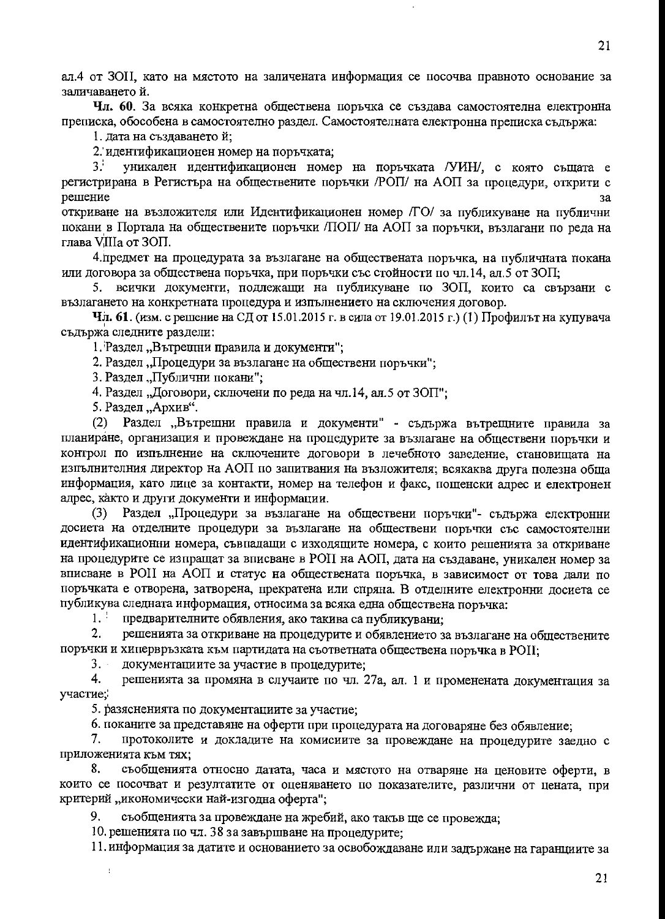ал.4 от ЗОП, като на мястото на заличената информация се посочва правното основание за заличаването ѝ.

**Чл. 60.** За всяка конкретна обществена поръчка се създава самостоятелна електронна преписка, обособена в самостоятелно раздел. Самостоятелната електронна преписка съдържа:

1. дата на създаването ѝ;
2. идентификационен номер на поръчката;
3. уникален идентификационен номер на поръчката /УИН/, с която същата е регистрирана в Регистъра на обществените поръчки /РОП/ на АОП за процедури, открити с решение за откриване на възложителя или Идентификационен номер /ГО/ за публикуване на публични покани в Портала на обществените поръчки /ПОП/ на АОП за поръчки, възлагани по реда на глава VIIIа от ЗОП.
4. предмет на процедурата за възлагане на обществената поръчка, на публичната покана или договора за обществена поръчка, при поръчки със стойности по чл.14, ал.5 от ЗОП;
5. всички документи, подлежащи на публикуване по ЗОП, които са свързани с възлагането на конкретната процедура и изпълнението на сключения договор.

**Чл. 61.** (изм. с решение на СД от 15.01.2015 г. в сила от 19.01.2015 г.) (1) Профилът на купувача съдържа следните раздели:

1. Раздел „Вътрешни правила и документи";
2. Раздел „Процедури за възлагане на обществени поръчки";
3. Раздел „Публични покани";
4. Раздел „Договори, сключени по реда на чл.14, ал.5 от ЗОП";
5. Раздел „Архив".

(2) Раздел „Вътрешни правила и документи" - съдържа вътрешните правила за планиране, организация и провеждане на процедурите за възлагане на обществени поръчки и контрол по изпълнение на сключените договори в лечебното заведение, становищата на изпълнителния директор на АОП по запитвания на възложителя; всякаква друга полезна обща информация, като лице за контакти, номер на телефон и факс, пощенски адрес и електронен адрес, както и други документи и информации.

(3) Раздел „Процедури за възлагане на обществени поръчки"- съдържа електронни досиета на отделните процедури за възлагане на обществени поръчки със самостоятелни идентификационни номера, съвпадащи с изходящите номера, с които решенията за откриване на процедурите се изпращат за вписване в РОП на АОП, дата на създаване, уникален номер за вписване в РОП на АОП и статус на обществената поръчка, в зависимост от това дали по поръчката е отворена, затворена, прекратена или спряна. В отделните електронни досиета се публикува следната информация, относима за всяка една обществена поръчка:

1. предварителните обявления, ако такива са публикувани;
2. решенията за откриване на процедурите и обявлението за възлагане на обществените поръчки и хипервръзката към партидата на съответната обществена поръчка в РОП;
3. документациите за участие в процедурите;
4. решенията за промяна в случаите по чл. 27а, ал. 1 и променената документация за участие;
5. разясненията по документациите за участие;
6. поканите за представяне на оферти при процедурата на договаряне без обявление;
7. протоколите и докладите на комисиите за провеждане на процедурите заедно с приложенията към тях;
8. съобщенията относно датата, часа и мястото на отваряне на ценовите оферти, в които се посочват и резултатите от оценяването по показателите, различни от цената, при критерий „икономически най-изгодна оферта";
9. съобщенията за провеждане на жребий, ако такъв ще се провежда;
10. решенията по чл. 38 за завършване на процедурите;
11. информация за датите и основанието за освобождаване или задържане на гаранциите за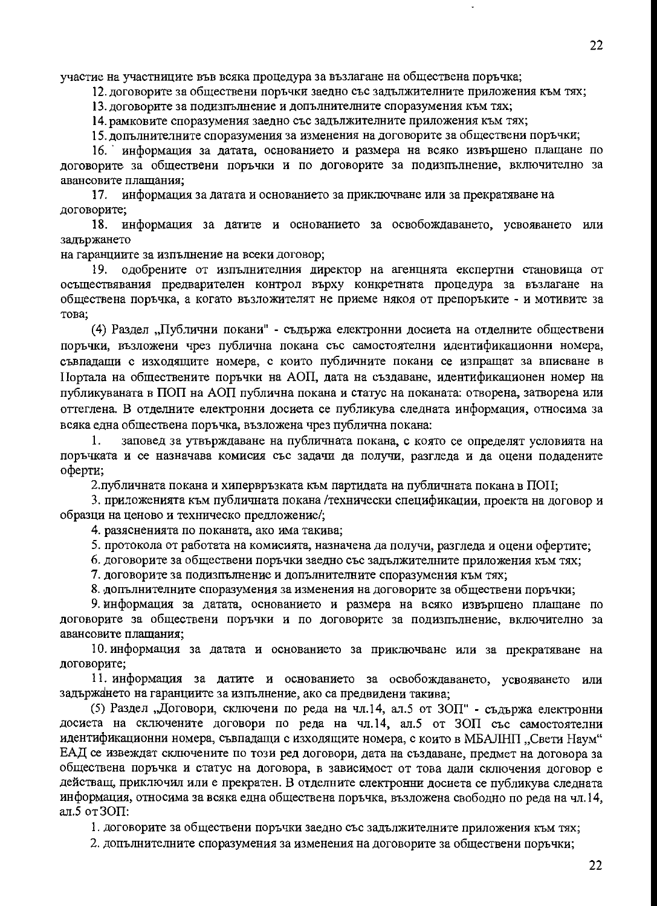участие на участниците във всяка процедура за възлагане на обществена поръчка;

12. договорите за обществени поръчки заедно със задължителните приложения към тях;

13. договорите за подизпълнение и допълнителните споразумения към тях;

14. рамковите споразумения заедно със задължителните приложения към тях;

15. допълнителните споразумения за изменения на договорите за обществени поръчки;

16. информация за датата, основанието и размера на всяко извършено плащане по договорите за обществени поръчки и по договорите за подизпълнение, включително за авансовите плащания;

17. информация за датата и основанието за приключване или за прекратяване на договорите;

18. информация за датите и основанието за освобождаването, усвояването или задържането на гаранциите за изпълнение на всеки договор;

19. одобрените от изпълнителния директор на агенцията експертни становища от осъществявания предварителен контрол върху конкретната процедура за възлагане на обществена поръчка, а когато възложителят не приеме някоя от препоръките - и мотивите за това;

(4) Раздел „Публични покани" - съдържа електронни досиета на отделните обществени поръчки, възложени чрез публична покана със самостоятелни идентификационни номера, съвпадащи с изходящите номера, с които публичните покани се изпращат за вписване в Портала на обществените поръчки на АОП, дата на създаване, идентификационен номер на публикуваната в ПОП на АОП публична покана и статус на поканата: отворена, затворена или оттеглена. В отделните електронни досиета се публикува следната информация, относима за всяка една обществена поръчка, възложена чрез публична покана:

1. заповед за утвърждаване на публичната покана, с която се определят условията на поръчката и се назначава комисия със задачи да получи, разгледа и да оцени подадените оферти;

2. публичната покана и хипервръзката към партидата на публичната покана в ПОП;

3. приложенията към публичната покана /технически спецификации, проекта на договор и образци на ценово и техническо предложение/;

4. разясненията по поканата, ако има такива;

5. протокола от работата на комисията, назначена да получи, разгледа и оцени офертите;

6. договорите за обществени поръчки заедно със задължителните приложения към тях;

7. договорите за подизпълнение и допълнителните споразумения към тях;

8. допълнителните споразумения за изменения на договорите за обществени поръчки;

9. информация за датата, основанието и размера на всяко извършено плащане по договорите за обществени поръчки и по договорите за подизпълнение, включително за авансовите плащания;

10. информация за датата и основанието за приключване или за прекратяване на договорите;

11. информация за датите и основанието за освобождаването, усвояването или задържането на гаранциите за изпълнение, ако са предвидени такива;

(5) Раздел „Договори, сключени по реда на чл.14, ал.5 от ЗОП" - съдържа електронни досиета на сключените договори по реда на чл.14, ал.5 от ЗОП със самостоятелни идентификационни номера, съвпадащи с изходящите номера, с които в МБАЛНП „Свети Наум" ЕАД се извеждат сключените по този ред договори, дата на създаване, предмет на договора за обществена поръчка и статус на договора, в зависимост от това дали сключения договор е действащ, приключил или е прекратен. В отделните електронни досиета се публикува следната информация, относима за всяка една обществена поръчка, възложена свободно по реда на чл.14, ал.5 от ЗОП:

1. договорите за обществени поръчки заедно със задължителните приложения към тях;

2. допълнителните споразумения за изменения на договорите за обществени поръчки;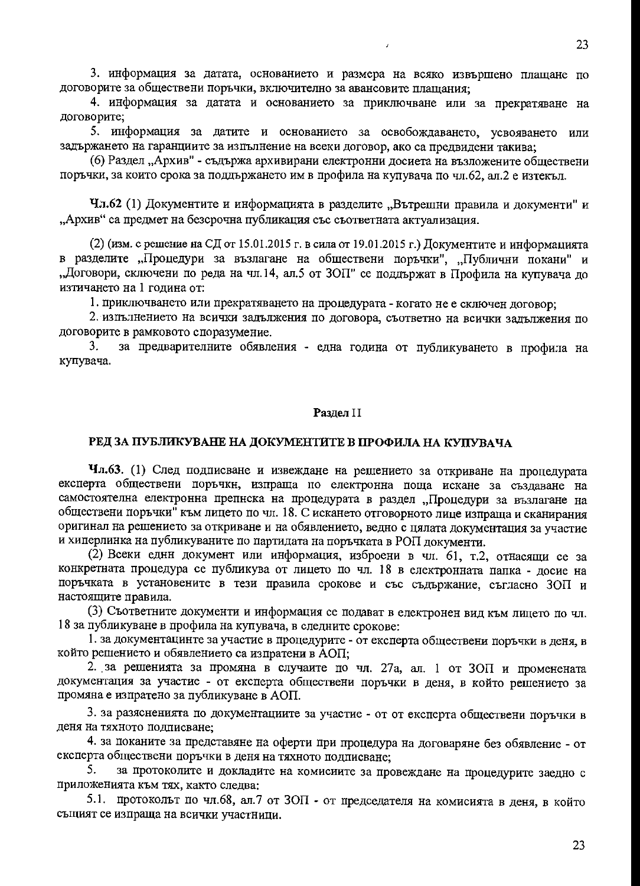3. информация за датата, основанието и размера на всяко извършено плащане по договорите за обществени поръчки, включително за авансовите плащания;

4. информация за датата и основанието за приключване или за прекратяване на договорите;

5. информация за датите и основанието за освобождаването, усвояването или задържането на гаранциите за изпълнение на всеки договор, ако са предвидени такива;

(6) Раздел „Архив" - съдържа архивирани електронни досиета на възложените обществени поръчки, за които срока за поддържането им в профила на купувача по чл.62, ал.2 е изтекъл.

**Чл.62** (1) Документите и информацията в разделите „Вътрешни правила и документи" и „Архив" са предмет на безсрочна публикация със съответната актуализация.

(2) (изм. с решение на СД от 15.01.2015 г. в сила от 19.01.2015 г.) Документите и информацията в разделите „Процедури за възлагане на обществени поръчки", „Публични покани" и „Договори, сключени по реда на чл.14, ал.5 от ЗОП" се поддържат в Профила на купувача до изтичането на 1 година от:

1. приключването или прекратяването на процедурата - когато не е сключен договор;

2. изпълнението на всички задължения по договора, съответно на всички задължения по договорите в рамковото споразумение.

3. за предварителните обявления - една година от публикуването в профила на купувача.

## Раздел II

## РЕД ЗА ПУБЛИКУВАНЕ НА ДОКУМЕНТИТЕ В ПРОФИЛА НА КУПУВАЧА

**Чл.63.** (1) След подписване и извеждане на решението за откриване на процедурата експерта обществени поръчки, изпраща по електронна поща искане за създаване на самостоятелна електронна препнска на процедурата в раздел „Процедури за възлагане на обществени поръчки" към лицето по чл. 18. С искането отговорното лице изпраща и сканирания оригинал на решението за откриване и на обявлението, ведно с цялата документация за участие и хиперлинка на публикуваните по партидата на поръчката в РОП документи.

(2) Всеки един документ или информация, изброени в чл. 61, т.2, отнасящи се за конкретната процедура се публикува от лицето по чл. 18 в електронната папка - досие на поръчката в установените в тези правила срокове и със съдържание, съгласно ЗОП и настоящите правила.

(3) Съответните документи и информация се подават в електронен вид към лицето по чл. 18 за публикуване в профила на купувача, в следните срокове:

1. за документациите за участие в процедурите - от експерта обществени поръчки в деня, в който решението и обявлението са изпратени в АОП;

2. за решенията за промяна в случаите по чл. 27а, ал. 1 от ЗОП и променената документация за участие - от експерта обществени поръчки в деня, в който решението за промяна е изпратено за публикуване в АОП.

3. за разясненията по документациите за участие - от от експерта обществени поръчки в деня на тяхното подписване;

4. за поканите за представяне на оферти при процедура на договаряне без обявление - от експерта обществени поръчки в деня на тяхното подписване;

5. за протоколите и докладите на комисиите за провеждане на процедурите заедно с приложенията към тях, както следва:

5.1. протоколът по чл.68, ал.7 от ЗОП - от председателя на комисията в деня, в който същият се изпраща на всички участници.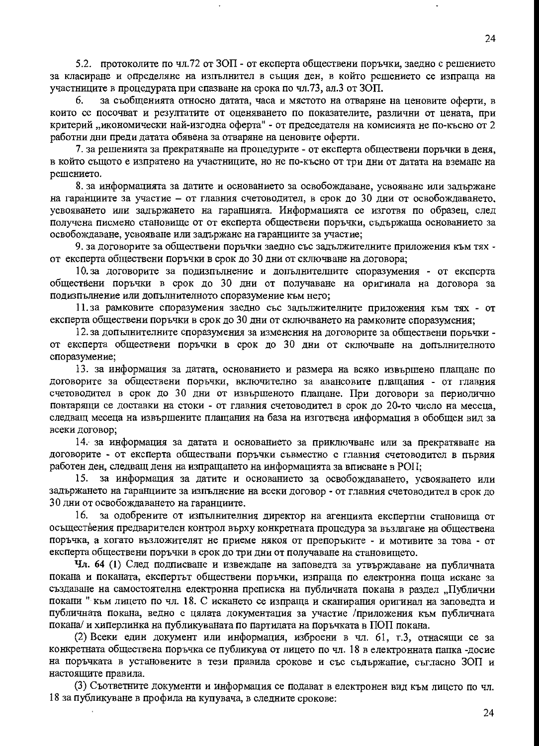5.2. протоколите по чл.72 от ЗОП - от експерта обществени поръчки, заедно с решението за класиране и определяне на изпълнител в същия ден, в който решението се изпраща на участниците в процедурата при спазване на срока по чл.73, ал.3 от ЗОП.

6. за съобщенията относно датата, часа и мястото на отваряне на ценовите оферти, в които се посочват и резултатите от оценяването по показателите, различни от цената, при критерий „икономически най-изгодна оферта" - от председателя на комисията не по-късно от 2 работни дни преди датата обявена за отваряне на ценовите оферти.

7. за решенията за прекратяване на процедурите - от експерта обществени поръчки в деня, в който същото е изпратено на участниците, но не по-късно от три дни от датата на вземане на решението.

8. за информацията за датите и основанието за освобождаване, усвояване или задържане на гаранциите за участие – от главния счетоводител, в срок до 30 дни от освобождаването, усвояването или задържането на гаранцията. Информацията се изготвя по образец, след получена писмено становище от от експерта обществени поръчки, съдържаща основанието за освобождаване, усвояване или задържане на гаранциите за участие;

9. за договорите за обществени поръчки заедно със задължителните приложения към тях - от експерта обществени поръчки в срок до 30 дни от сключване на договора;

10. за договорите за подизпълнение и допълнителните споразумения - от експерта обществени поръчки в срок до 30 дни от получаване на оригинала на договора за подизпълнение или допълнителното споразумение към него;

11. за рамковите споразумения заедно със задължителните приложения към тях - от експерта обществени поръчки в срок до 30 дни от сключването на рамковите споразумения;

12. за допълнителните споразумения за изменения на договорите за обществени поръчки - от експерта обществени поръчки в срок до 30 дни от сключване на допълнителното споразумение;

13. за информация за датата, основанието и размера на всяко извършено плащане по договорите за обществени поръчки, включително за авансовите плащания - от главния счетоводител в срок до 30 дни от извършеното плащане. При договори за периодично повтарящи се доставки на стоки - от главния счетоводител в срок до 20-то число на месеца, следващ месеца на извършените плащания на база на изготвена информация в обобщен вид за всеки договор;

14. за информация за датата и основанието за приключване или за прекратяване на договорите - от експерта обществани поръчки съвместно с главния счетоводител в първия работен ден, следващ деня на изпращането на информацията за вписване в РОП;

15. за информация за датите и основанието за освобождаването, усвояването или задържането на гаранциите за изпълнение на всеки договор - от главния счетоводител в срок до 30 дни от освобождаването на гаранциите.

16. за одобрените от изпълнителния директор на агенцията експертни становища от осъществения предварителен контрол върху конкретната процедура за възлагане на обществена поръчка, а когато възложителят не приеме някоя от препоръките - и мотивите за това - от експерта обществени поръчки в срок до три дни от получаване на становището.

**Чл. 64** (1) След подписване и извеждане на заповедта за утвърждаване на публичната покана и поканата, експертът обществени поръчки, изпраща по електронна поща искане за създаване на самостоятелна електронна преписка на публичната покана в раздел „Публични покани " към лицето по чл. 18. С искането се изпраща и сканирания оригинал на заповедта и публичната покана, ведно с цялата документация за участие /приложения към публичната покана/ и хиперлинка на публикуваната по партидата на поръчката в ПОП покана.

(2) Всеки един документ или информация, изброени в чл. 61, т.3, отнасящи се за конкретната обществена поръчка се публикува от лицето по чл. 18 в електронната папка -досие на поръчката в установените в тези правила срокове и със съдържание, съгласно ЗОП и настоящите правила.

(3) Съответните документи и информация се подават в електронен вид към лицето по чл. 18 за публикуване в профила на купувача, в следните срокове: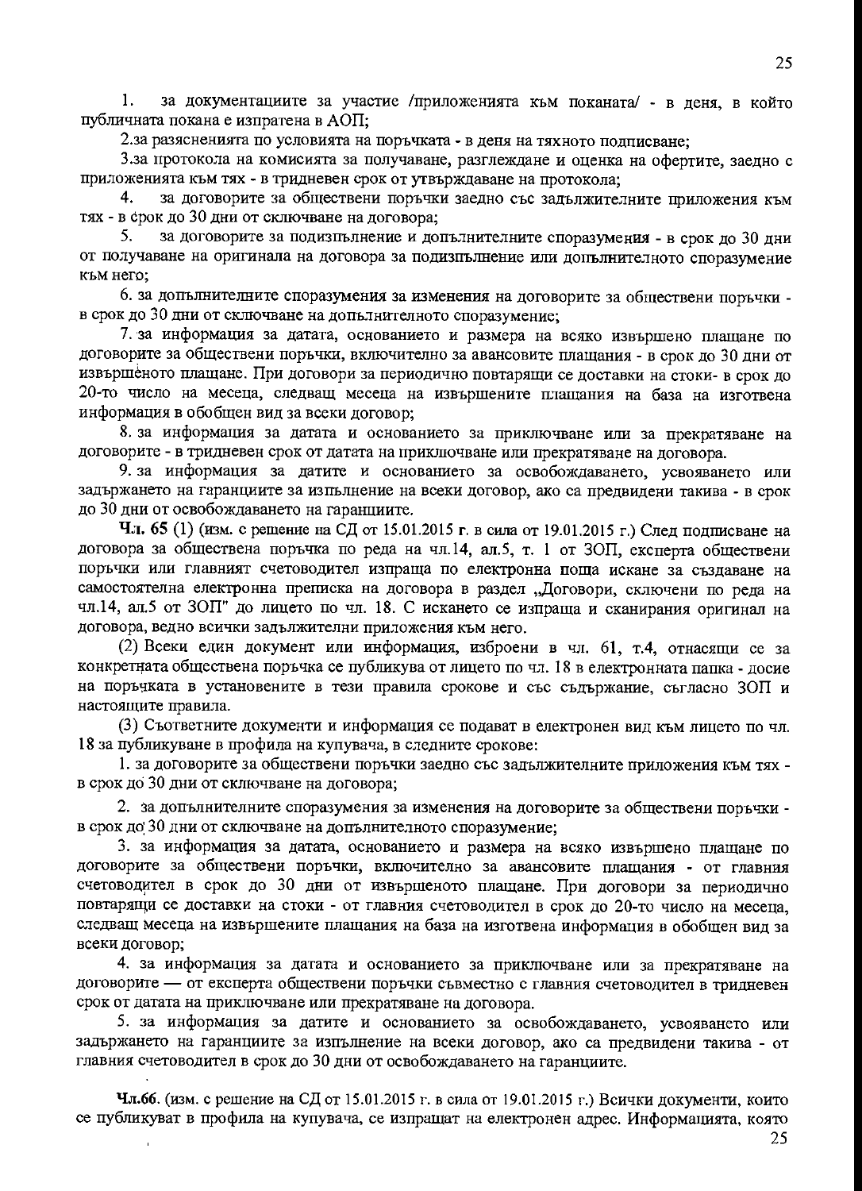1. за документациите за участие /приложенията към поканата/ - в деня, в който публичната покана е изпратена в АОП;

2. за разясненията по условията на поръчката - в деня на тяхното подписване;

3. за протокола на комисията за получаване, разглеждане и оценка на офертите, заедно с приложенията към тях - в тридневен срок от утвърждаване на протокола;

4. за договорите за обществени поръчки заедно със задължителните приложения към тях - в срок до 30 дни от сключване на договора;

5. за договорите за подизпълнение и допълнителните споразумения - в срок до 30 дни от получаване на оригинала на договора за подизпълнение или допълнителното споразумение към него;

6. за допълнителните споразумения за изменения на договорите за обществени поръчки - в срок до 30 дни от сключване на допълнителното споразумение;

7. за информация за датата, основанието и размера на всяко извършено плащане по договорите за обществени поръчки, включително за авансовите плащания - в срок до 30 дни от извършеното плащане. При договори за периодично повтарящи се доставки на стоки- в срок до 20-то число на месеца, следващ месеца на извършените плащания на база на изготвена информация в обобщен вид за всеки договор;

8. за информация за датата и основанието за приключване или за прекратяване на договорите - в тридневен срок от датата на приключване или прекратяване на договора.

9. за информация за датите и основанието за освобождаването, усвояването или задържането на гаранциите за изпълнение на всеки договор, ако са предвидени такива - в срок до 30 дни от освобождаването на гаранциите.

**Чл. 65** (1) (изм. с решение на СД от 15.01.2015 г. в сила от 19.01.2015 г.) След подписване на договора за обществена поръчка по реда на чл.14, ал.5, т. 1 от ЗОП, експерта обществени поръчки или главният счетоводител изпраща по електронна поща искане за създаване на самостоятелна електронна преписка на договора в раздел „Договори, сключени по реда на чл.14, ал.5 от ЗОП" до лицето по чл. 18. С искането се изпраща и сканирания оригинал на договора, ведно всички задължителни приложения към него.

(2) Всеки един документ или информация, изброени в чл. 61, т.4, отнасящи се за конкретната обществена поръчка се публикува от лицето по чл. 18 в електронната папка - досие на поръчката в установените в тези правила срокове и със съдържание, съгласно ЗОП и настоящите правила.

(3) Съответните документи и информация се подават в електронен вид към лицето по чл. 18 за публикуване в профила на купувача, в следните срокове:

1. за договорите за обществени поръчки заедно със задължителните приложения към тях - в срок до 30 дни от сключване на договора;

2. за допълнителните споразумения за изменения на договорите за обществени поръчки - в срок до 30 дни от сключване на допълнителното споразумение;

3. за информация за датата, основанието и размера на всяко извършено плащане по договорите за обществени поръчки, включително за авансовите плащания - от главния счетоводител в срок до 30 дни от извършеното плащане. При договори за периодично повтарящи се доставки на стоки - от главния счетоводител в срок до 20-то число на месеца, следващ месеца на извършените плащания на база на изготвена информация в обобщен вид за всеки договор;

4. за информация за датата и основанието за приключване или за прекратяване на договорите — от експерта обществени поръчки съвместно с главния счетоводител в тридневен срок от датата на приключване или прекратяване на договора.

5. за информация за датите и основанието за освобождаването, усвояването или задържането на гаранциите за изпълнение на всеки договор, ако са предвидени такива - от главния счетоводител в срок до 30 дни от освобождаването на гаранциите.

**Чл.66.** (изм. с решение на СД от 15.01.2015 г. в сила от 19.01.2015 г.) Всички документи, които се публикуват в профила на купувача, се изпращат на електронен адрес. Информацията, която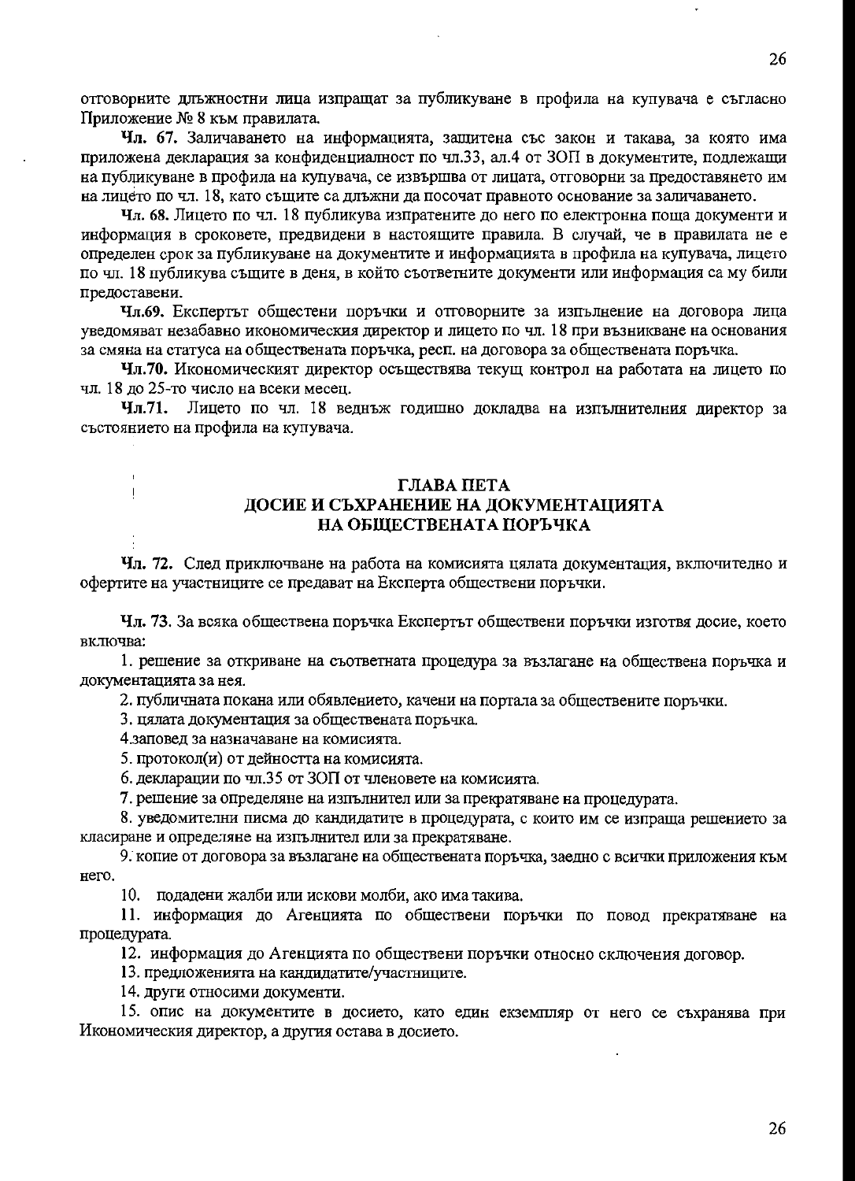отговорните длъжностни лица изпращат за публикуване в профила на купувача е съгласно Приложение № 8 към правилата.

**Чл. 67.** Заличаването на информацията, защитена със закон и такава, за която има приложена декларация за конфиденциалност по чл.33, ал.4 от ЗОП в документите, подлежащи на публикуване в профила на купувача, се извършва от лицата, отговорни за предоставянето им на лицето по чл. 18, като същите са длъжни да посочат правното основание за заличаването.

**Чл. 68.** Лицето по чл. 18 публикува изпратените до него по електронна поща документи и информация в сроковете, предвидени в настоящите правила. В случай, че в правилата не е определен срок за публикуване на документите и информацията в профила на купувача, лицето по чл. 18 публикува същите в деня, в който съответните документи или информация са му били предоставени.

**Чл.69.** Експертът обществени поръчки и отговорните за изпълнение на договора лица уведомяват незабавно икономическия директор и лицето по чл. 18 при възникване на основания за смяна на статуса на обществената поръчка, resp. на договора за обществената поръчка.

**Чл.70.** Икономическият директор осъществява текущ контрол на работата на лицето по чл. 18 до 25-то число на всеки месец.

**Чл.71.** Лицето по чл. 18 веднъж годишно докладва на изпълнителния директор за състоянието на профила на купувача.

## ГЛАВА ПЕТА
## ДОСИЕ И СЪХРАНЕНИЕ НА ДОКУМЕНТАЦИЯТА НА ОБЩЕСТВЕНАТА ПОРЪЧКА

**Чл. 72.** След приключване на работа на комисията цялата документация, включително и офертите на участниците се предават на Експерта обществени поръчки.

**Чл. 73.** За всяка обществена поръчка Експертът обществени поръчки изготвя досие, което включва:

1. решение за откриване на съответната процедура за възлагане на обществена поръчка и документацията за нея.
2. публичната покана или обявлението, качени на портала за обществените поръчки.
3. цялата документация за обществената поръчка.
4. заповед за назначаване на комисията.
5. протокол(и) от дейността на комисията.
6. декларации по чл.35 от ЗОП от членовете на комисията.
7. решение за определяне на изпълнител или за прекратяване на процедурата.
8. уведомителни писма до кандидатите в процедурата, с които им се изпраща решението за класиране и определяне на изпълнител или за прекратяване.
9. копие от договора за възлагане на обществената поръчка, заедно с всички приложения към него.
10. подадени жалби или искови молби, ако има такива.
11. информация до Агенцията по обществени поръчки по повод прекратяване на процедурата.
12. информация до Агенцията по обществени поръчки относно сключения договор.
13. предложенията на кандидатите/участниците.
14. други относими документи.
15. опис на документите в досието, като един екземпляр от него се съхранява при Икономическия директор, а другия остава в досието.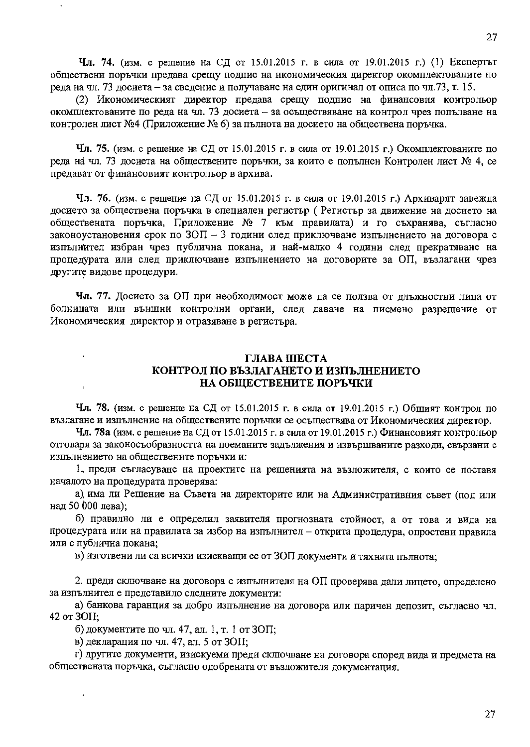**Чл. 74.** (изм. с решение на СД от 15.01.2015 г. в сила от 19.01.2015 г.) (1) Експертът обществени поръчки предава срещу подпис на икономическия директор окомплектованите по реда на чл. 73 досиета – за сведение и получаване на един оригинал от описа по чл.73, т. 15.

(2) Икономическият директор предава срещу подпис на финансовия контрольор окомплектованите по реда на чл. 73 досиета – за осъществяване на контрол чрез попълване на контролен лист №4 (Приложение № 6) за пълнота на досието на обществена поръчка.

**Чл. 75.** (изм. с решение на СД от 15.01.2015 г. в сила от 19.01.2015 г.) Окомплектованите по реда на чл. 73 досиета на обществените поръчки, за които е попълнен Контролен лист № 4, се предават от финансовият контрольор в архива.

**Чл. 76.** (изм. с решение на СД от 15.01.2015 г. в сила от 19.01.2015 г.) Архиварят завежда досието за обществена поръчка в специален регистър ( Регистър за движение на досието на обществената поръчка, Приложение № 7 към правилата) и го съхранява, съгласно законоустановения срок по ЗОП – 3 години след приключване изпълнението на договора с изпълнител избран чрез публична покана, и най-малко 4 години след прекратяване на процедурата или след приключване изпълнението на договорите за ОП, възлагани чрез другите видове процедури.

**Чл. 77.** Досието за ОП при необходимост може да се ползва от длъжностни лица от болницата или външни контролни органи, след даване на писмено разрешение от Икономическия директор и отразяване в регистъра.

## ГЛАВА ШЕСТА
## КОНТРОЛ ПО ВЪЗЛАГАНЕТО И ИЗПЪЛНЕНИЕТО НА ОБЩЕСТВЕНИТЕ ПОРЪЧКИ

**Чл. 78.** (изм. с решение на СД от 15.01.2015 г. в сила от 19.01.2015 г.) Общият контрол по възлагане и изпълнение на обществените поръчки се осъществява от Икономическия директор.

**Чл. 78а** (изм. с решение на СД от 15.01.2015 г. в сила от 19.01.2015 г.) Финансовият контрольор отговаря за законосъобразността на поеманите задължения и извършваните разходи, свързани с изпълнението на обществените поръчки и:

1. преди съгласуване на проектите на решенията на възложителя, с които се поставя началото на процедурата проверява:

а) има ли Решение на Съвета на директорите или на Административния съвет (под или над 50 000 лева);

б) правилно ли е определил заявителя прогнозната стойност, а от това и вида на процедурата или на правилата за избор на изпълнител – открита процедура, опростени правила или с публична покана;

в) изготвени ли са всички изискващи се от ЗОП документи и тяхната пълнота;

2. преди сключване на договора с изпълнителя на ОП проверява дали лицето, определено за изпълнител е представило следните документи:

а) банкова гаранция за добро изпълнение на договора или паричен депозит, съгласно чл. 42 от ЗОП;

б) документите по чл. 47, ал. 1, т. 1 от ЗОП;

в) декларация по чл. 47, ал. 5 от ЗОП;

г) другите документи, изискуеми преди сключване на договора според вида и предмета на обществената поръчка, съгласно одобрената от възложителя документация.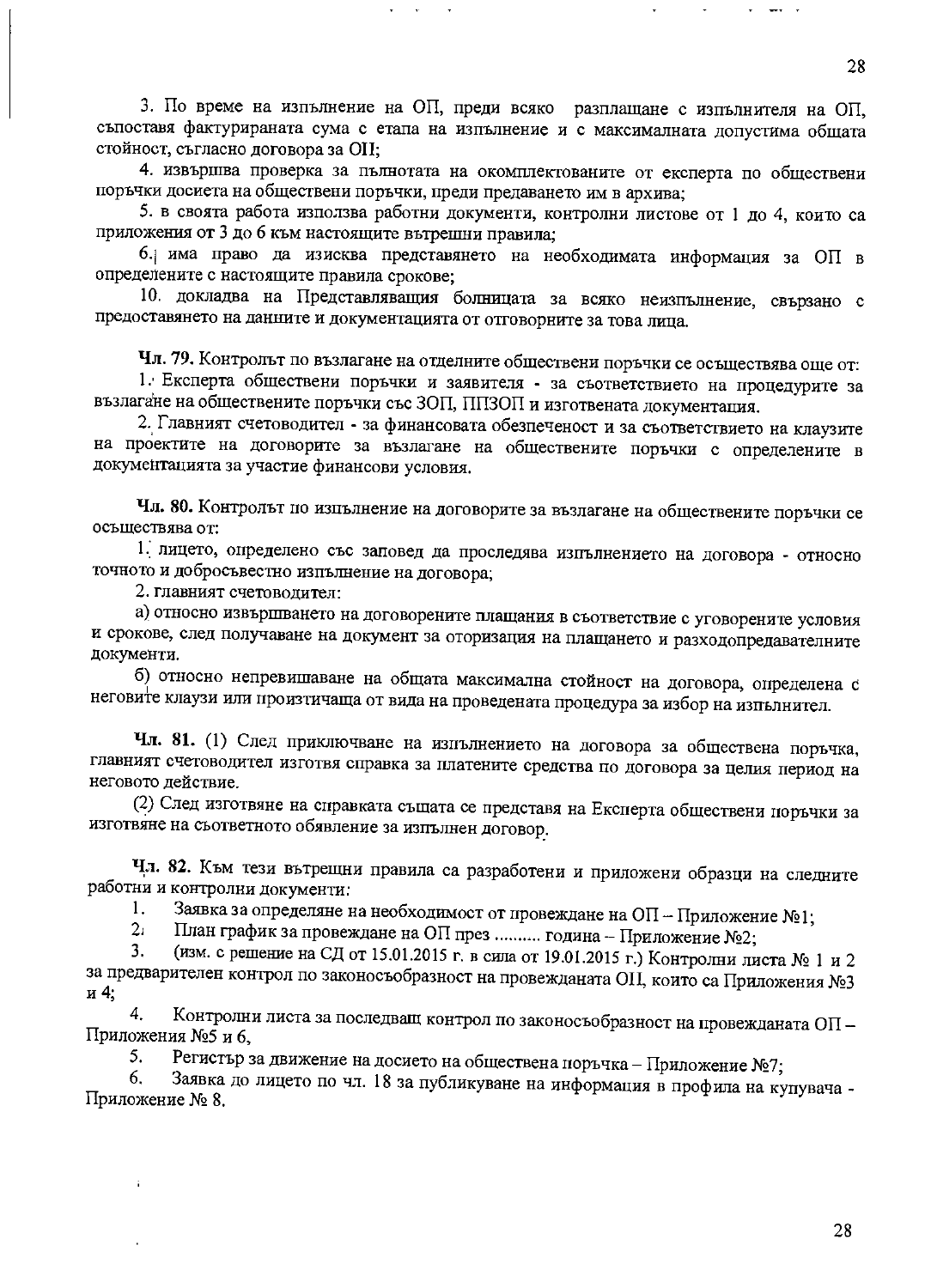3. По време на изпълнение на ОП, преди всяко разплащане с изпълнителя на ОП, съпоставя фактурираната сума с етапа на изпълнение и с максималната допустима общата стойност, съгласно договора за ОП;

4. извършва проверка за пълнотата на окомплектованите от експерта по обществени поръчки досиета на обществени поръчки, преди предаването им в архива;

5. в своята работа използва работни документи, контролни листове от 1 до 4, които са приложения от 3 до 6 към настоящите вътрешни правила;

6. има право да изисква представянето на необходимата информация за ОП в определените с настоящите правила срокове;

10. докладва на Представляващия болницата за всяко неизпълнение, свързано с предоставянето на данните и документацията от отговорните за това лица.

**Чл. 79.** Контролът по възлагане на отделните обществени поръчки се осъществява още от:

1. Експерта обществени поръчки и заявителя - за съответствието на процедурите за възлагане на обществените поръчки със ЗОП, ППЗОП и изготвената документация.

2. Главният счетоводител - за финансовата обезпеченост и за съответствието на клаузите на проектите на договорите за възлагане на обществените поръчки с определените в документацията за участие финансови условия.

**Чл. 80.** Контролът по изпълнение на договорите за възлагане на обществените поръчки се осъществява от:

1. лицето, определено със заповед да проследява изпълнението на договора - относно точното и добросъвестно изпълнение на договора;

2. главният счетоводител:

а) относно извършването на договорените плащания в съответствие с уговорените условия и срокове, след получаване на документ за оторизация на плащането и разходопредавателните документи.

б) относно непревишаване на общата максимална стойност на договора, определена с неговите клаузи или произтичаща от вида на проведената процедура за избор на изпълнител.

**Чл. 81.** (1) След приключване на изпълнението на договора за обществена поръчка, главният счетоводител изготвя справка за платените средства по договора за целия период на неговото действие.

(2) След изготвяне на справката същата се представя на Експерта обществени поръчки за изготвяне на съответното обявление за изпълнен договор.

**Чл. 82.** Към тези вътрешни правила са разработени и приложени образци на следните работни и контролни документи:

1. Заявка за определяне на необходимост от провеждане на ОП – Приложение №1;
2. План график за провеждане на ОП през .......... година – Приложение №2;
3. (изм. с решение на СД от 15.01.2015 г. в сила от 19.01.2015 г.) Контролни листа № 1 и 2 за предварителен контрол по законосъобразност на провежданата ОП, които са Приложения №3 и 4;
4. Контролни листа за последващ контрол по законосъобразност на провежданата ОП – Приложения №5 и 6,
5. Регистър за движение на досието на обществена поръчка – Приложение №7;
6. Заявка до лицето по чл. 18 за публикуване на информация в профила на купувача - Приложение № 8.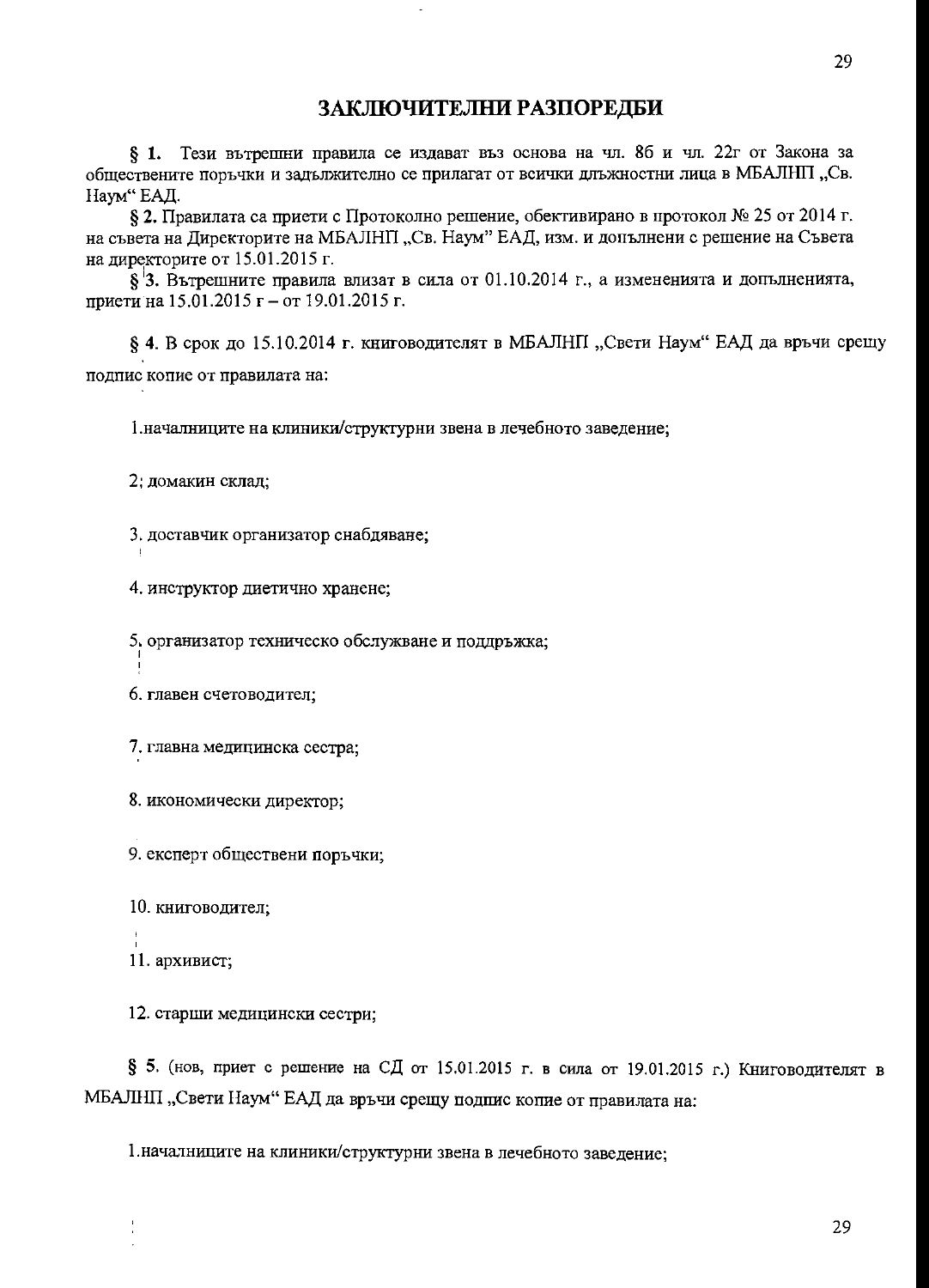# ЗАКЛЮЧИТЕЛНИ РАЗПОРЕДБИ

**§ 1.** Тези вътрешни правила се издават въз основа на чл. 8б и чл. 22г от Закона за обществените поръчки и задължително се прилагат от всички длъжностни лица в МБАЛНП „Св. Наум“ ЕАД.

**§ 2.** Правилата са приети с Протоколно решение, обективирано в протокол № 25 от 2014 г. на съвета на Директорите на МБАЛНП „Св. Наум” ЕАД, изм. и допълнени с решение на Съвета на директорите от 15.01.2015 г.

**§ 3.** Вътрешните правила влизат в сила от 01.10.2014 г., а измененията и допълненията, приети на 15.01.2015 г – от 19.01.2015 г.

**§ 4.** В срок до 15.10.2014 г. книговодителят в МБАЛНП „Свети Наум“ ЕАД да връчи срещу подпис копие от правилата на:

1. началниците на клиники/структурни звена в лечебното заведение;

2. домакин склад;

3. доставчик организатор снабдяване;

4. инструктор диетично хранене;

5. организатор техническо обслужване и поддръжка;

6. главен счетоводител;

7. главна медицинска сестра;

8. икономически директор;

9. експерт обществени поръчки;

10. книговодител;

11. архивист;

12. старши медицински сестри;

**§ 5.** (нов, приет с решение на СД от 15.01.2015 г. в сила от 19.01.2015 г.) Книговодителят в МБАЛНП „Свети Наум“ ЕАД да връчи срещу подпис копие от правилата на:

1. началниците на клиники/структурни звена в лечебното заведение;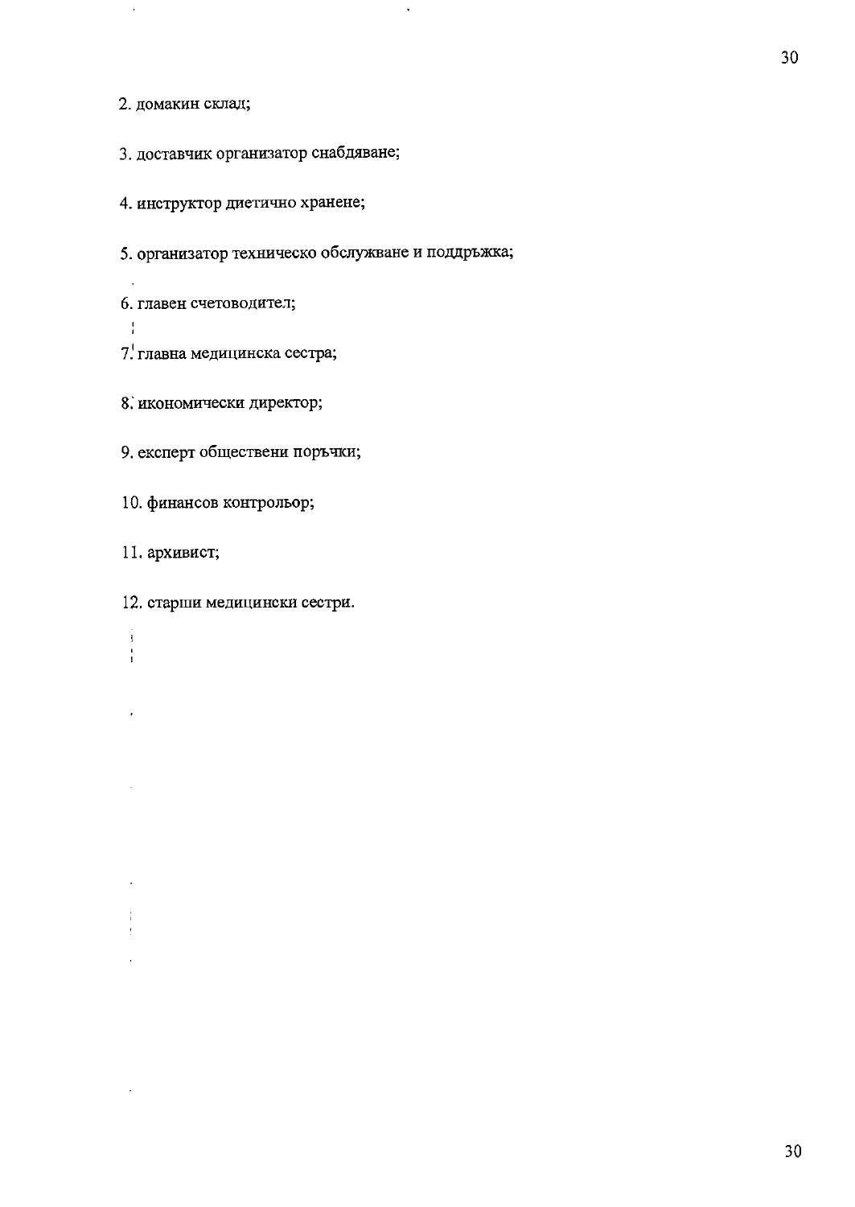2. домакин склад;

3. доставчик организатор снабдяване;

4. инструктор диетично хранене;

5. организатор техническо обслужване и поддръжка;

6. главен счетоводител;

7. главна медицинска сестра;

8. икономически директор;

9. експерт обществени поръчки;

10. финансов контрольор;

11. архивист;

12. старши медицински сестри.